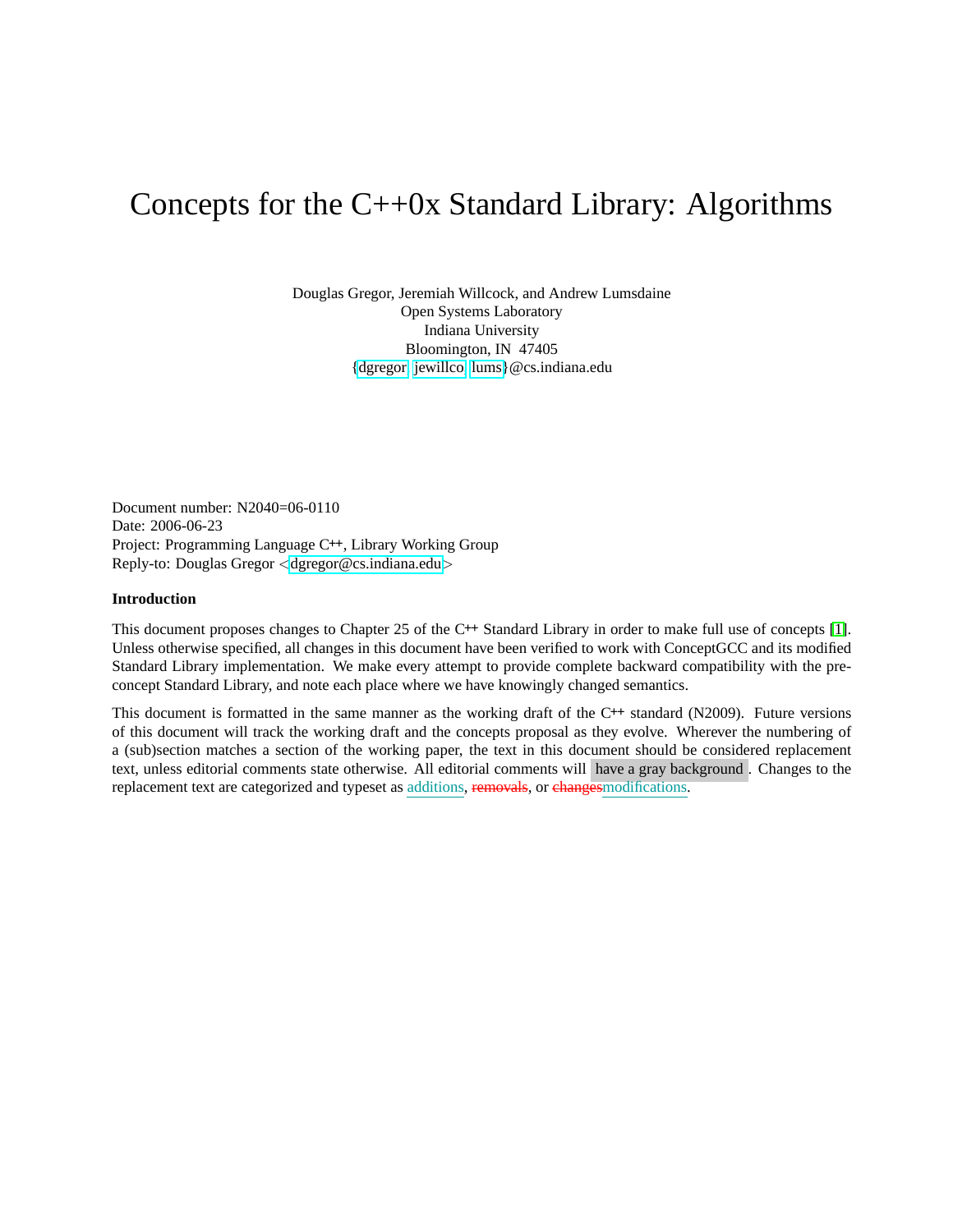# Concepts for the C++0x Standard Library: Algorithms

Douglas Gregor, Jeremiah Willcock, and Andrew Lumsdaine
Open Systems Laboratory
Indiana University
Bloomington, IN 47405
{dgregor, jewillco, lums}@cs.indiana.edu

Document number: N2040=06-0110
Date: 2006-06-23
Project: Programming Language C++, Library Working Group
Reply-to: Douglas Gregor <dgregor@cs.indiana.edu>

**Introduction**

This document proposes changes to Chapter 25 of the C++ Standard Library in order to make full use of concepts [1]. Unless otherwise specified, all changes in this document have been verified to work with ConceptGCC and its modified Standard Library implementation. We make every attempt to provide complete backward compatibility with the pre-concept Standard Library, and note each place where we have knowingly changed semantics.

This document is formatted in the same manner as the working draft of the C++ standard (N2009). Future versions of this document will track the working draft and the concepts proposal as they evolve. Wherever the numbering of a (sub)section matches a section of the working paper, the text in this document should be considered replacement text, unless editorial comments state otherwise. All editorial comments will have a gray background. Changes to the replacement text are categorized and typeset as additions, ~~removals~~, or ~~changes~~modifications.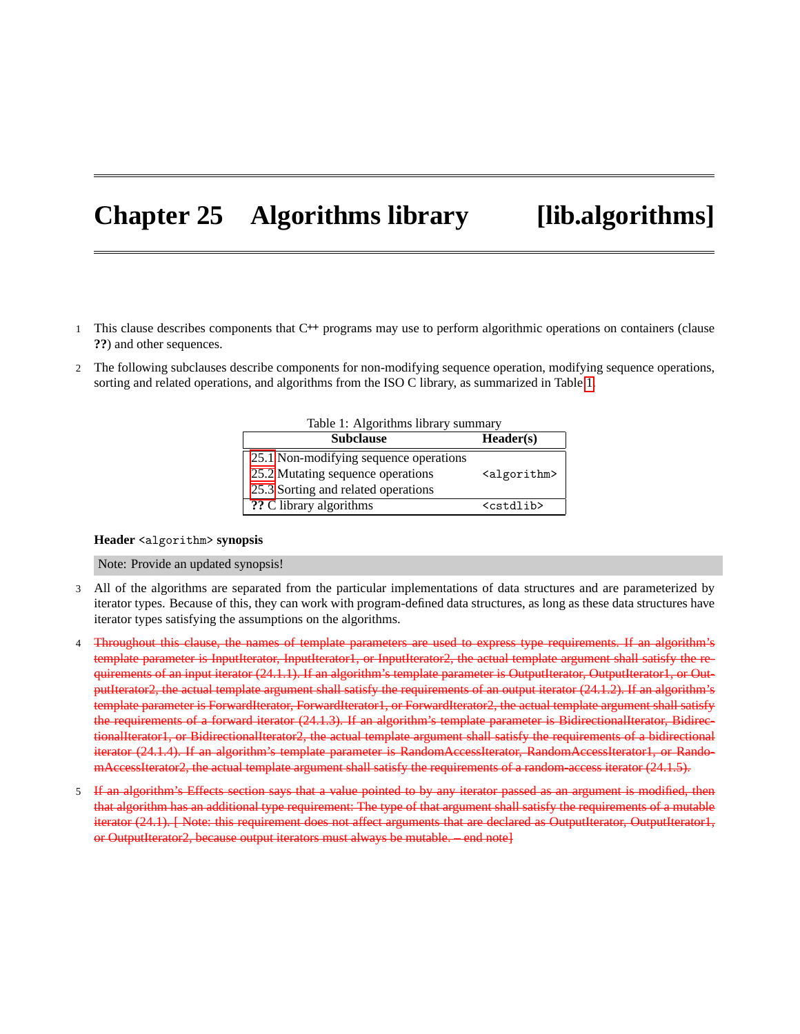# Chapter 25 Algorithms library [lib.algorithms]

1 This clause describes components that C++ programs may use to perform algorithmic operations on containers (clause **??**) and other sequences.

2 The following subclauses describe components for non-modifying sequence operation, modifying sequence operations, sorting and related operations, and algorithms from the ISO C library, as summarized in Table 1.

Table 1: Algorithms library summary

| Subclause | Header(s) |
|---|---|
| 25.1 Non-modifying sequence operations | |
| 25.2 Mutating sequence operations | `<algorithm>` |
| 25.3 Sorting and related operations | |
| **??** C library algorithms | `<cstdlib>` |

**Header** `<algorithm>` **synopsis**

Note: Provide an updated synopsis!

3 All of the algorithms are separated from the particular implementations of data structures and are parameterized by iterator types. Because of this, they can work with program-defined data structures, as long as these data structures have iterator types satisfying the assumptions on the algorithms.

4 ~~Throughout this clause, the names of template parameters are used to express type requirements. If an algorithm's template parameter is InputIterator, InputIterator1, or InputIterator2, the actual template argument shall satisfy the requirements of an input iterator (24.1.1). If an algorithm's template parameter is OutputIterator, OutputIterator1, or OutputIterator2, the actual template argument shall satisfy the requirements of an output iterator (24.1.2). If an algorithm's template parameter is ForwardIterator, ForwardIterator1, or ForwardIterator2, the actual template argument shall satisfy the requirements of a forward iterator (24.1.3). If an algorithm's template parameter is BidirectionalIterator, BidirectionalIterator1, or BidirectionalIterator2, the actual template argument shall satisfy the requirements of a bidirectional iterator (24.1.4). If an algorithm's template parameter is RandomAccessIterator, RandomAccessIterator1, or RandomAccessIterator2, the actual template argument shall satisfy the requirements of a random-access iterator (24.1.5).~~

5 ~~If an algorithm's Effects section says that a value pointed to by any iterator passed as an argument is modified, then that algorithm has an additional type requirement: The type of that argument shall satisfy the requirements of a mutable iterator (24.1). [ Note: this requirement does not affect arguments that are declared as OutputIterator, OutputIterator1, or OutputIterator2, because output iterators must always be mutable. – end note]~~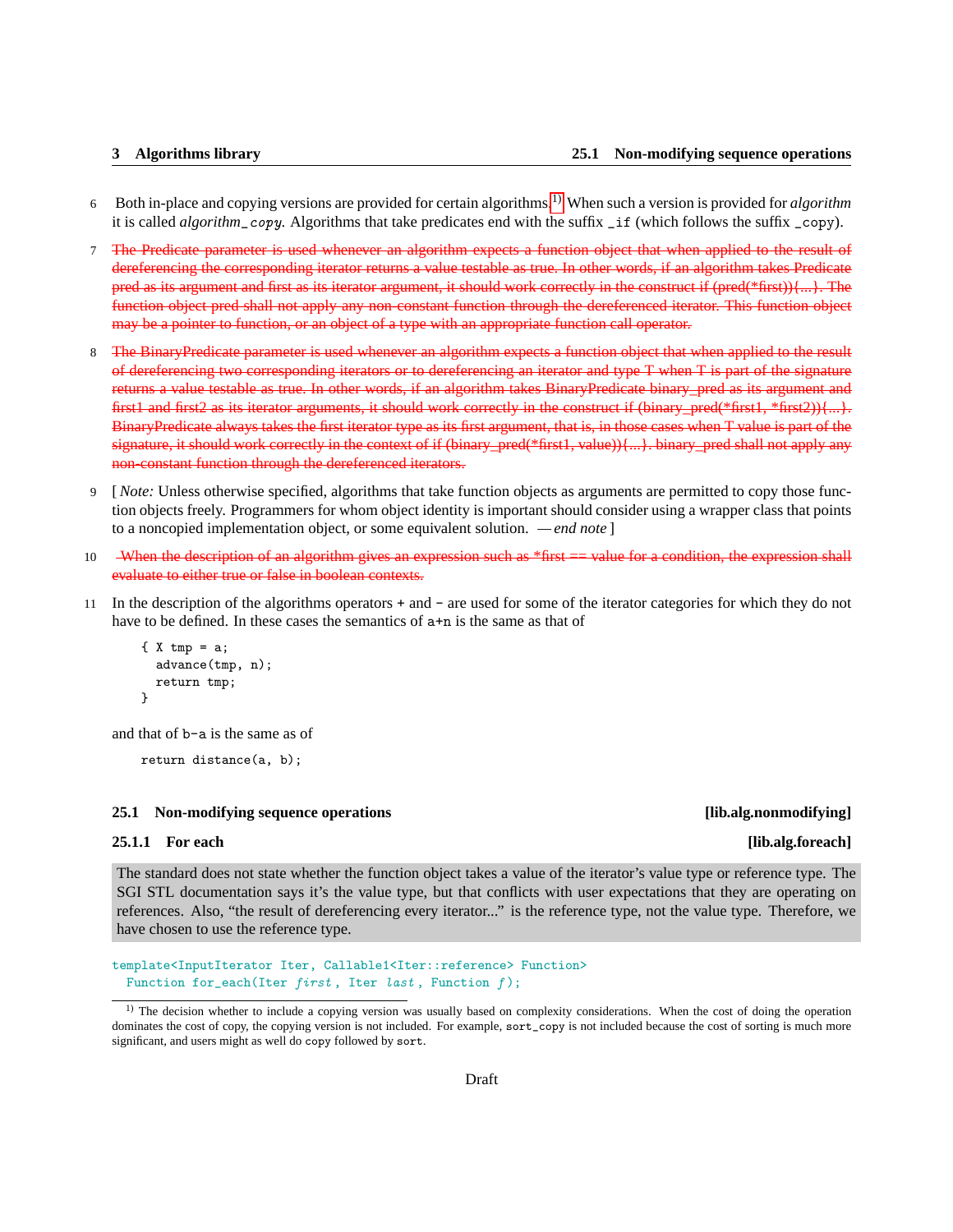6 Both in-place and copying versions are provided for certain algorithms.[1] When such a version is provided for *algorithm* it is called *algorithm_copy*. Algorithms that take predicates end with the suffix `_if` (which follows the suffix `_copy`).

7 ~~The Predicate parameter is used whenever an algorithm expects a function object that when applied to the result of dereferencing the corresponding iterator returns a value testable as true. In other words, if an algorithm takes Predicate pred as its argument and first as its iterator argument, it should work correctly in the construct if (pred(*first)){...}. The function object pred shall not apply any non-constant function through the dereferenced iterator. This function object may be a pointer to function, or an object of a type with an appropriate function call operator.~~

8 ~~The BinaryPredicate parameter is used whenever an algorithm expects a function object that when applied to the result of dereferencing two corresponding iterators or to dereferencing an iterator and type T when T is part of the signature returns a value testable as true. In other words, if an algorithm takes BinaryPredicate binary_pred as its argument and first1 and first2 as its iterator arguments, it should work correctly in the construct if (binary_pred(*first1, *first2)){...}. BinaryPredicate always takes the first iterator type as its first argument, that is, in those cases when T value is part of the signature, it should work correctly in the context of if (binary_pred(*first1, value)){...}. binary_pred shall not apply any non-constant function through the dereferenced iterators.~~

9 [ *Note:* Unless otherwise specified, algorithms that take function objects as arguments are permitted to copy those function objects freely. Programmers for whom object identity is important should consider using a wrapper class that points to a noncopied implementation object, or some equivalent solution. — *end note* ]

10 ~~When the description of an algorithm gives an expression such as *first == value for a condition, the expression shall evaluate to either true or false in boolean contexts.~~

11 In the description of the algorithms operators `+` and `-` are used for some of the iterator categories for which they do not have to be defined. In these cases the semantics of `a+n` is the same as that of

```
{ X tmp = a;
  advance(tmp, n);
  return tmp;
}
```

and that of `b-a` is the same as of

```
return distance(a, b);
```

## 25.1 Non-modifying sequence operations [lib.alg.nonmodifying]

### 25.1.1 For each [lib.alg.foreach]

The standard does not state whether the function object takes a value of the iterator's value type or reference type. The SGI STL documentation says it's the value type, but that conflicts with user expectations that they are operating on references. Also, "the result of dereferencing every iterator..." is the reference type, not the value type. Therefore, we have chosen to use the reference type.

```
template<InputIterator Iter, Callable1<Iter::reference> Function>
  Function for_each(Iter first, Iter last, Function f);
```

[1] The decision whether to include a copying version was usually based on complexity considerations. When the cost of doing the operation dominates the cost of copy, the copying version is not included. For example, `sort_copy` is not included because the cost of sorting is much more significant, and users might as well do `copy` followed by `sort`.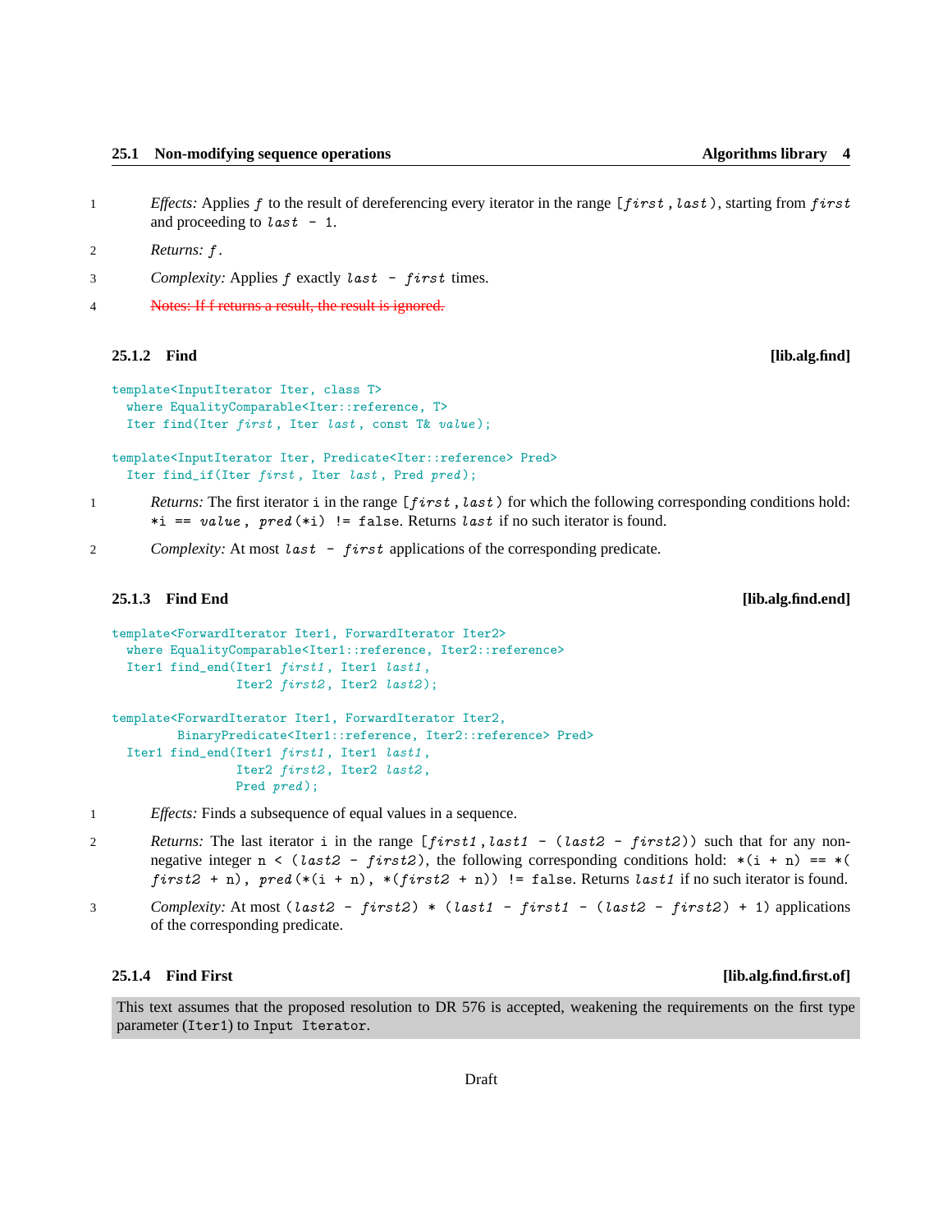1 *Effects:* Applies `f` to the result of dereferencing every iterator in the range `[first, last)`, starting from `first` and proceeding to `last - 1`.

2 *Returns:* `f`.

3 *Complexity:* Applies `f` exactly `last - first` times.

4 ~~Notes: If f returns a result, the result is ignored.~~

### 25.1.2 Find [lib.alg.find]

```
template<InputIterator Iter, class T>
  where EqualityComparable<Iter::reference, T>
  Iter find(Iter first, Iter last, const T& value);

template<InputIterator Iter, Predicate<Iter::reference> Pred>
  Iter find_if(Iter first, Iter last, Pred pred);
```

1 *Returns:* The first iterator `i` in the range `[first, last)` for which the following corresponding conditions hold: `*i == value, pred(*i) != false`. Returns `last` if no such iterator is found.

2 *Complexity:* At most `last - first` applications of the corresponding predicate.

### 25.1.3 Find End [lib.alg.find.end]

```
template<ForwardIterator Iter1, ForwardIterator Iter2>
  where EqualityComparable<Iter1::reference, Iter2::reference>
  Iter1 find_end(Iter1 first1, Iter1 last1,
                 Iter2 first2, Iter2 last2);

template<ForwardIterator Iter1, ForwardIterator Iter2,
         BinaryPredicate<Iter1::reference, Iter2::reference> Pred>
  Iter1 find_end(Iter1 first1, Iter1 last1,
                 Iter2 first2, Iter2 last2,
                 Pred pred);
```

1 *Effects:* Finds a subsequence of equal values in a sequence.

2 *Returns:* The last iterator `i` in the range `[first1, last1 - (last2 - first2))` such that for any non-negative integer `n < (last2 - first2)`, the following corresponding conditions hold: `*(i + n) == *(first2 + n), pred(*(i + n), *(first2 + n)) != false`. Returns `last1` if no such iterator is found.

3 *Complexity:* At most `(last2 - first2) * (last1 - first1 - (last2 - first2) + 1)` applications of the corresponding predicate.

### 25.1.4 Find First [lib.alg.find.first.of]

This text assumes that the proposed resolution to DR 576 is accepted, weakening the requirements on the first type parameter (`Iter1`) to `Input Iterator`.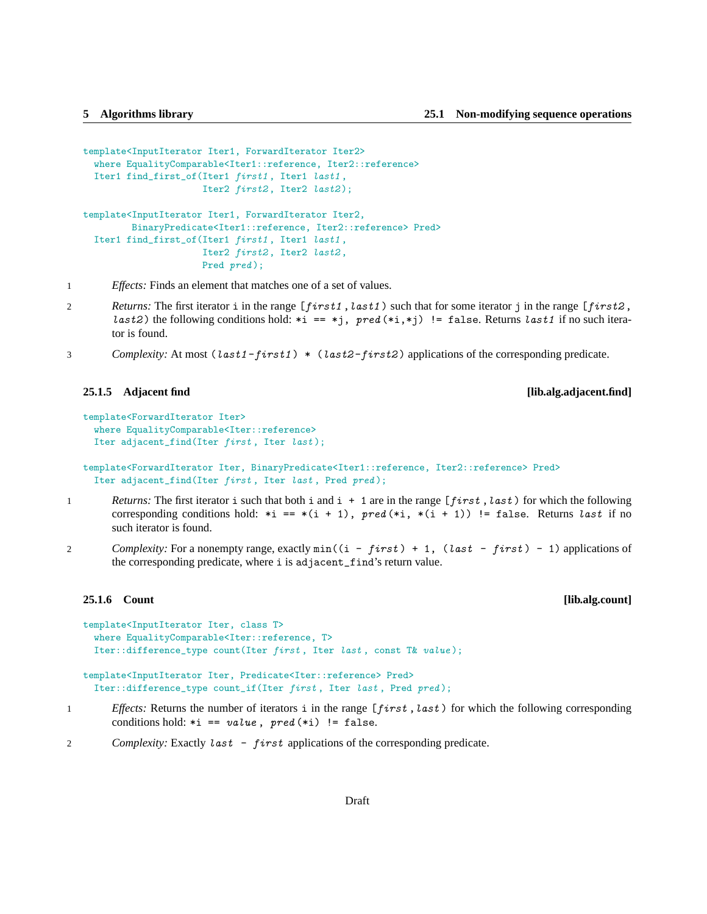```
template<InputIterator Iter1, ForwardIterator Iter2>
  where EqualityComparable<Iter1::reference, Iter2::reference>
  Iter1 find_first_of(Iter1 first1, Iter1 last1,
                      Iter2 first2, Iter2 last2);

template<InputIterator Iter1, ForwardIterator Iter2,
         BinaryPredicate<Iter1::reference, Iter2::reference> Pred>
  Iter1 find_first_of(Iter1 first1, Iter1 last1,
                      Iter2 first2, Iter2 last2,
                      Pred pred);
```

1 *Effects:* Finds an element that matches one of a set of values.

2 *Returns:* The first iterator `i` in the range `[first1,last1)` such that for some iterator `j` in the range `[first2, last2)` the following conditions hold: `*i == *j`, `pred(*i,*j) != false`. Returns `last1` if no such iterator is found.

3 *Complexity:* At most `(last1-first1) * (last2-first2)` applications of the corresponding predicate.

### 25.1.5 Adjacent find [lib.alg.adjacent.find]

```
template<ForwardIterator Iter>
  where EqualityComparable<Iter::reference>
  Iter adjacent_find(Iter first, Iter last);

template<ForwardIterator Iter, BinaryPredicate<Iter1::reference, Iter2::reference> Pred>
  Iter adjacent_find(Iter first, Iter last, Pred pred);
```

1 *Returns:* The first iterator `i` such that both `i` and `i + 1` are in the range `[first,last)` for which the following corresponding conditions hold: `*i == *(i + 1)`, `pred(*i, *(i + 1)) != false`. Returns `last` if no such iterator is found.

2 *Complexity:* For a nonempty range, exactly `min((i - first) + 1, (last - first) - 1)` applications of the corresponding predicate, where `i` is `adjacent_find`'s return value.

### 25.1.6 Count [lib.alg.count]

```
template<InputIterator Iter, class T>
  where EqualityComparable<Iter::reference, T>
  Iter::difference_type count(Iter first, Iter last, const T& value);

template<InputIterator Iter, Predicate<Iter::reference> Pred>
  Iter::difference_type count_if(Iter first, Iter last, Pred pred);
```

1 *Effects:* Returns the number of iterators `i` in the range `[first,last)` for which the following corresponding conditions hold: `*i == value`, `pred(*i) != false`.

2 *Complexity:* Exactly `last - first` applications of the corresponding predicate.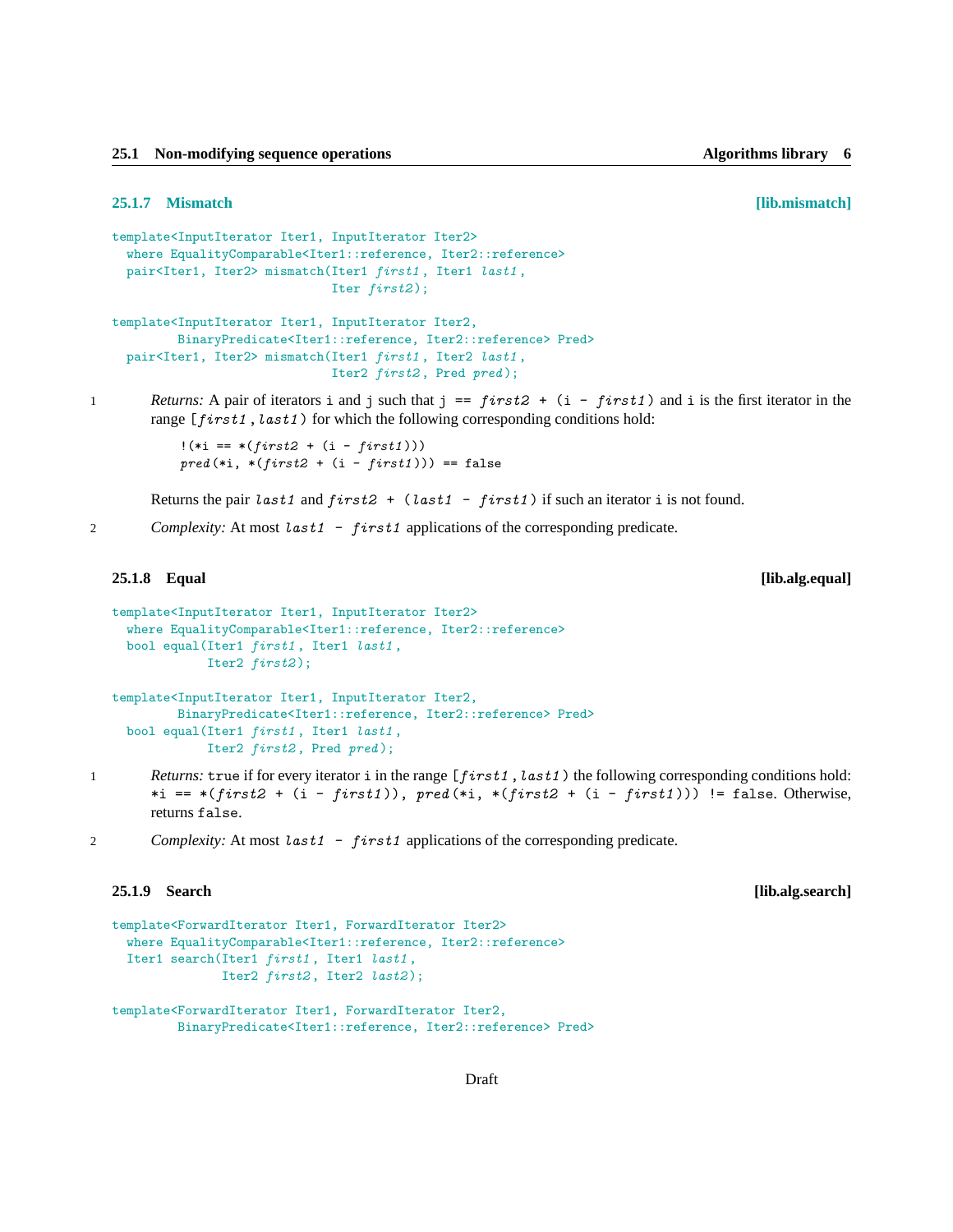### 25.1.7 Mismatch [lib.mismatch]

```
template<InputIterator Iter1, InputIterator Iter2>
  where EqualityComparable<Iter1::reference, Iter2::reference>
  pair<Iter1, Iter2> mismatch(Iter1 first1, Iter1 last1,
                              Iter first2);

template<InputIterator Iter1, InputIterator Iter2,
         BinaryPredicate<Iter1::reference, Iter2::reference> Pred>
  pair<Iter1, Iter2> mismatch(Iter1 first1, Iter2 last1,
                              Iter2 first2, Pred pred);
```

1 *Returns:* A pair of iterators `i` and `j` such that `j == first2 + (i - first1)` and `i` is the first iterator in the range `[first1,last1)` for which the following corresponding conditions hold:

```
!(*i == *(first2 + (i - first1)))
pred(*i, *(first2 + (i - first1))) == false
```

Returns the pair `last1` and `first2 + (last1 - first1)` if such an iterator `i` is not found.

2 *Complexity:* At most `last1 - first1` applications of the corresponding predicate.

### 25.1.8 Equal [lib.alg.equal]

```
template<InputIterator Iter1, InputIterator Iter2>
  where EqualityComparable<Iter1::reference, Iter2::reference>
  bool equal(Iter1 first1, Iter1 last1,
             Iter2 first2);

template<InputIterator Iter1, InputIterator Iter2,
         BinaryPredicate<Iter1::reference, Iter2::reference> Pred>
  bool equal(Iter1 first1, Iter1 last1,
             Iter2 first2, Pred pred);
```

1 *Returns:* `true` if for every iterator `i` in the range `[first1,last1)` the following corresponding conditions hold: `*i == *(first2 + (i - first1)), pred(*i, *(first2 + (i - first1))) != false`. Otherwise, returns `false`.

2 *Complexity:* At most `last1 - first1` applications of the corresponding predicate.

### 25.1.9 Search [lib.alg.search]

```
template<ForwardIterator Iter1, ForwardIterator Iter2>
  where EqualityComparable<Iter1::reference, Iter2::reference>
  Iter1 search(Iter1 first1, Iter1 last1,
               Iter2 first2, Iter2 last2);

template<ForwardIterator Iter1, ForwardIterator Iter2,
         BinaryPredicate<Iter1::reference, Iter2::reference> Pred>
```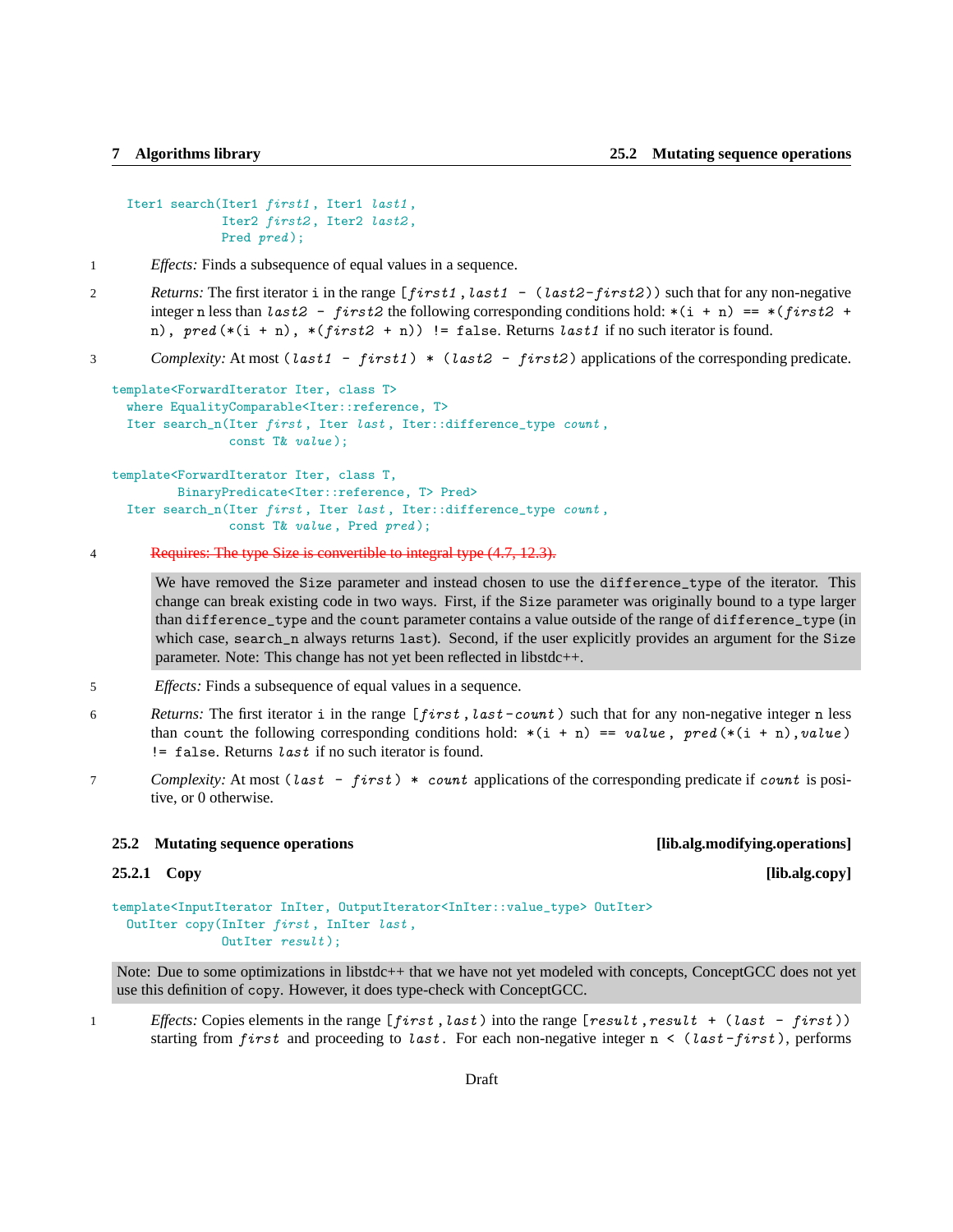```
Iter1 search(Iter1 first1, Iter1 last1,
             Iter2 first2, Iter2 last2,
             Pred pred);
```

1 *Effects:* Finds a subsequence of equal values in a sequence.

2 *Returns:* The first iterator `i` in the range `[first1,last1 - (last2-first2))` such that for any non-negative integer `n` less than `last2 - first2` the following corresponding conditions hold: `*(i + n) == *(first2 + n), pred(*(i + n), *(first2 + n)) != false`. Returns `last1` if no such iterator is found.

3 *Complexity:* At most `(last1 - first1) * (last2 - first2)` applications of the corresponding predicate.

```
template<ForwardIterator Iter, class T>
  where EqualityComparable<Iter::reference, T>
  Iter search_n(Iter first, Iter last, Iter::difference_type count,
                const T& value);

template<ForwardIterator Iter, class T,
         BinaryPredicate<Iter::reference, T> Pred>
  Iter search_n(Iter first, Iter last, Iter::difference_type count,
                const T& value, Pred pred);
```

4 ~~Requires: The type Size is convertible to integral type (4.7, 12.3).~~

> We have removed the `Size` parameter and instead chosen to use the `difference_type` of the iterator. This change can break existing code in two ways. First, if the `Size` parameter was originally bound to a type larger than `difference_type` and the `count` parameter contains a value outside of the range of `difference_type` (in which case, `search_n` always returns `last`). Second, if the user explicitly provides an argument for the `Size` parameter. Note: This change has not yet been reflected in libstdc++.

5 *Effects:* Finds a subsequence of equal values in a sequence.

6 *Returns:* The first iterator `i` in the range `[first,last-count)` such that for any non-negative integer `n` less than `count` the following corresponding conditions hold: `*(i + n) == value, pred(*(i + n),value) != false`. Returns `last` if no such iterator is found.

7 *Complexity:* At most `(last - first) * count` applications of the corresponding predicate if `count` is positive, or 0 otherwise.

## 25.2 Mutating sequence operations [lib.alg.modifying.operations]

### 25.2.1 Copy [lib.alg.copy]

```
template<InputIterator InIter, OutputIterator<InIter::value_type> OutIter>
  OutIter copy(InIter first, InIter last,
               OutIter result);
```

> Note: Due to some optimizations in libstdc++ that we have not yet modeled with concepts, ConceptGCC does not yet use this definition of `copy`. However, it does type-check with ConceptGCC.

1 *Effects:* Copies elements in the range `[first,last)` into the range `[result,result + (last - first))` starting from `first` and proceeding to `last`. For each non-negative integer `n < (last-first)`, performs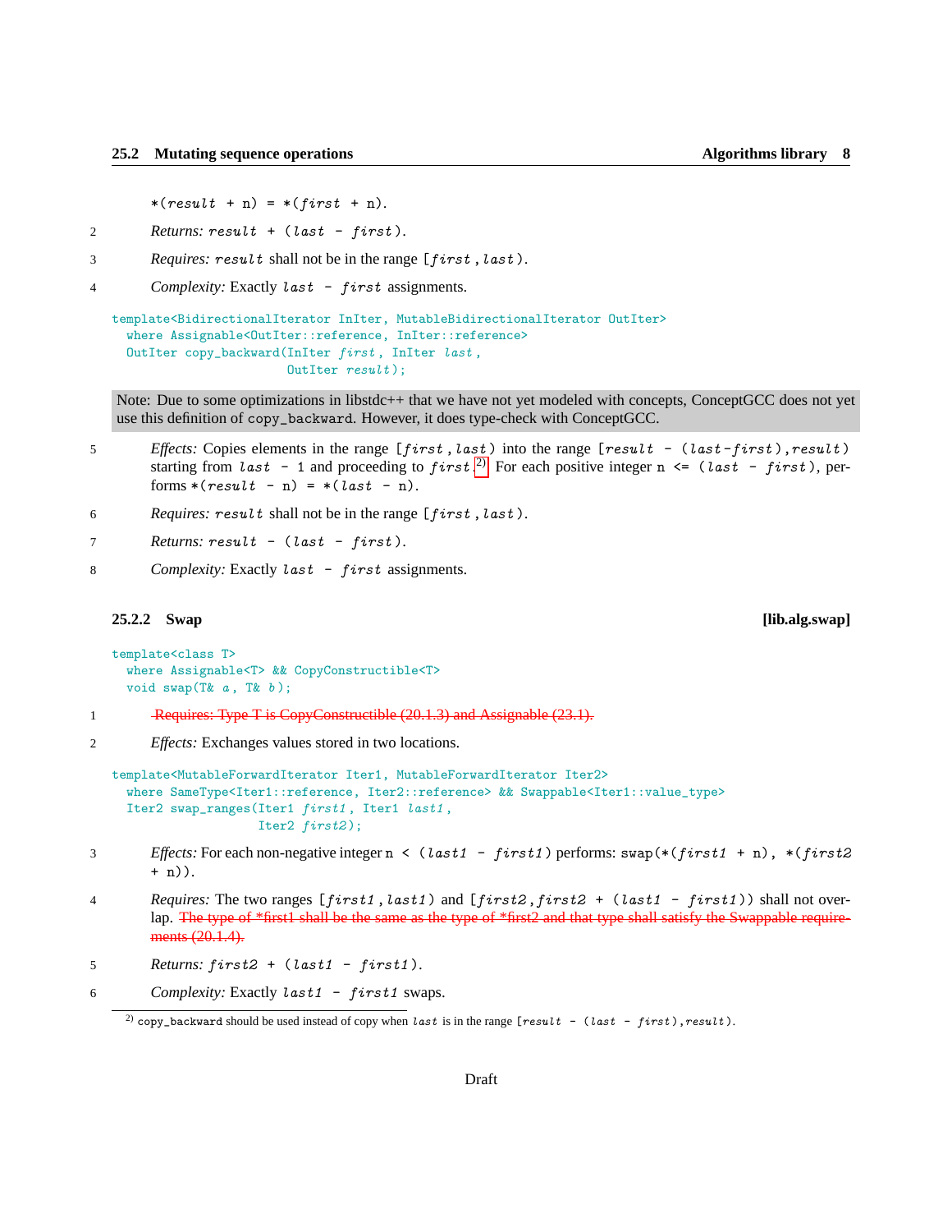*(result + n) = *(first + n).

2 *Returns:* result + (last - first).

3 *Requires:* result shall not be in the range [first, last).

4 *Complexity:* Exactly last - first assignments.

```
template<BidirectionalIterator InIter, MutableBidirectionalIterator OutIter>
  where Assignable<OutIter::reference, InIter::reference>
  OutIter copy_backward(InIter first, InIter last,
                        OutIter result);
```

Note: Due to some optimizations in libstdc++ that we have not yet modeled with concepts, ConceptGCC does not yet use this definition of copy_backward. However, it does type-check with ConceptGCC.

5 *Effects:* Copies elements in the range [first, last) into the range [result - (last-first), result) starting from last - 1 and proceeding to first.[2] For each positive integer n <= (last - first), performs *(result - n) = *(last - n).

6 *Requires:* result shall not be in the range [first, last).

7 *Returns:* result - (last - first).

8 *Complexity:* Exactly last - first assignments.

### 25.2.2 Swap [lib.alg.swap]

```
template<class T>
  where Assignable<T> && CopyConstructible<T>
  void swap(T& a, T& b);
```

1 ~~Requires: Type T is CopyConstructible (20.1.3) and Assignable (23.1).~~

2 *Effects:* Exchanges values stored in two locations.

```
template<MutableForwardIterator Iter1, MutableForwardIterator Iter2>
  where SameType<Iter1::reference, Iter2::reference> && Swappable<Iter1::value_type>
  Iter2 swap_ranges(Iter1 first1, Iter1 last1,
                    Iter2 first2);
```

3 *Effects:* For each non-negative integer n < (last1 - first1) performs: swap(*(first1 + n), *(first2 + n)).

4 *Requires:* The two ranges [first1, last1) and [first2, first2 + (last1 - first1)) shall not overlap. ~~The type of *first1 shall be the same as the type of *first2 and that type shall satisfy the Swappable requirements (20.1.4).~~

5 *Returns:* first2 + (last1 - first1).

6 *Complexity:* Exactly last1 - first1 swaps.

---

[2] copy_backward should be used instead of copy when last is in the range [result - (last - first), result).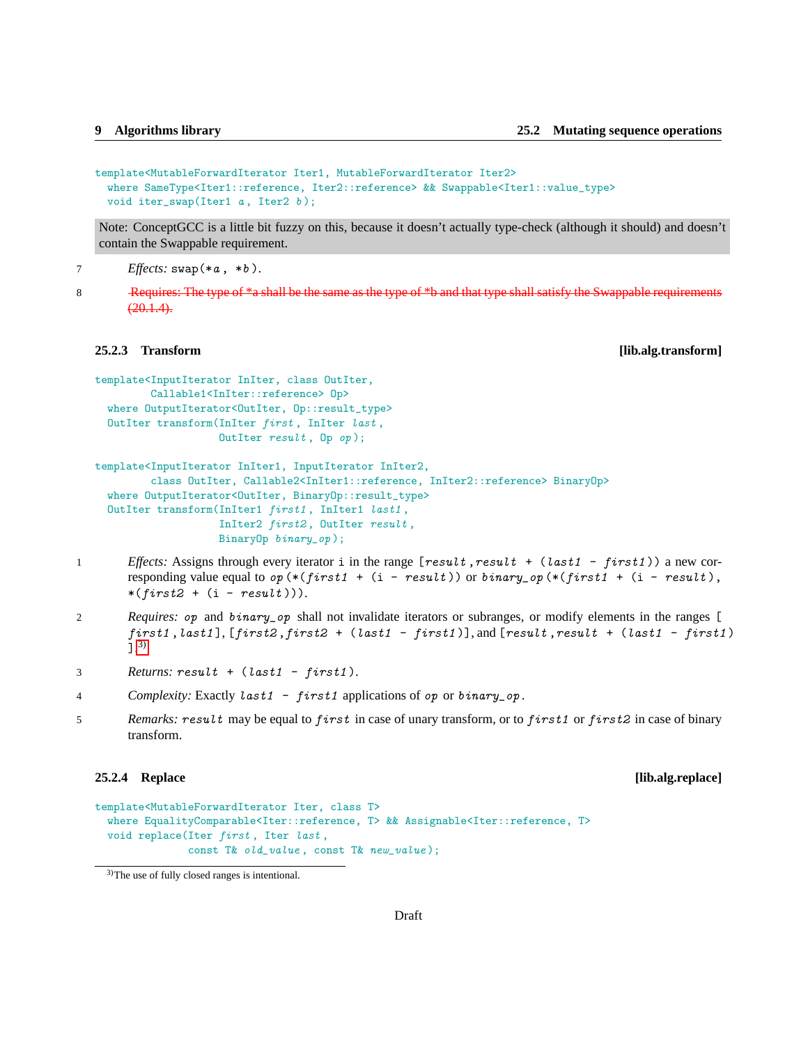```
template<MutableForwardIterator Iter1, MutableForwardIterator Iter2>
  where SameType<Iter1::reference, Iter2::reference> && Swappable<Iter1::value_type>
  void iter_swap(Iter1 a, Iter2 b);
```

Note: ConceptGCC is a little bit fuzzy on this, because it doesn't actually type-check (although it should) and doesn't contain the Swappable requirement.

7 *Effects:* `swap(*a, *b)`.

8 ~~Requires: The type of *a shall be the same as the type of *b and that type shall satisfy the Swappable requirements (20.1.4).~~

### 25.2.3 Transform [lib.alg.transform]

```
template<InputIterator InIter, class OutIter,
        Callable1<InIter::reference> Op>
  where OutputIterator<OutIter, Op::result_type>
  OutIter transform(InIter first, InIter last,
                    OutIter result, Op op);

template<InputIterator InIter1, InputIterator InIter2,
        class OutIter, Callable2<InIter1::reference, InIter2::reference> BinaryOp>
  where OutputIterator<OutIter, BinaryOp::result_type>
  OutIter transform(InIter1 first1, InIter1 last1,
                    InIter2 first2, OutIter result,
                    BinaryOp binary_op);
```

1 *Effects:* Assigns through every iterator `i` in the range `[result,result + (last1 - first1))` a new corresponding value equal to `op(*(first1 + (i - result))` or `binary_op(*(first1 + (i - result), *(first2 + (i - result)))`.

2 *Requires:* `op` and `binary_op` shall not invalidate iterators or subranges, or modify elements in the ranges `[first1,last1]`, `[first2,first2 + (last1 - first1)]`, and `[result,result + (last1 - first1)]`.[3]

3 *Returns:* `result + (last1 - first1)`.

4 *Complexity:* Exactly `last1 - first1` applications of `op` or `binary_op`.

5 *Remarks:* `result` may be equal to `first` in case of unary transform, or to `first1` or `first2` in case of binary transform.

### 25.2.4 Replace [lib.alg.replace]

```
template<MutableForwardIterator Iter, class T>
  where EqualityComparable<Iter::reference, T> && Assignable<Iter::reference, T>
  void replace(Iter first, Iter last,
              const T& old_value, const T& new_value);
```

[3] The use of fully closed ranges is intentional.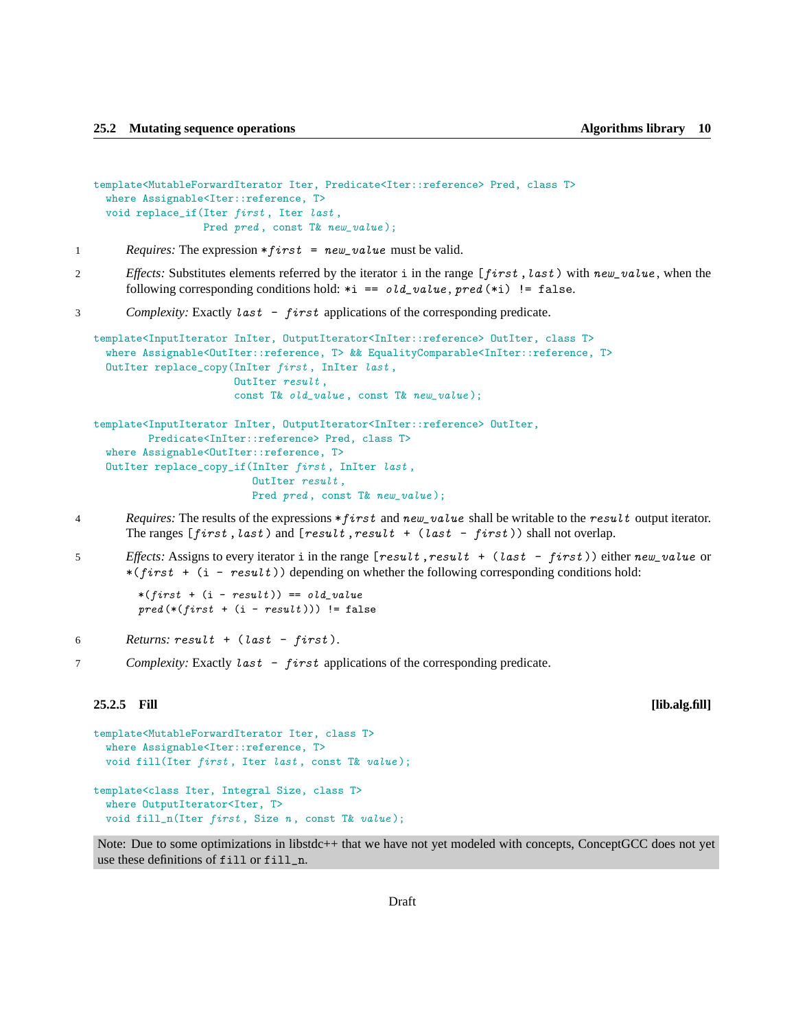```
template<MutableForwardIterator Iter, Predicate<Iter::reference> Pred, class T>
  where Assignable<Iter::reference, T>
  void replace_if(Iter first, Iter last,
                  Pred pred, const T& new_value);
```

1 *Requires:* The expression `*first = new_value` must be valid.

2 *Effects:* Substitutes elements referred by the iterator `i` in the range `[first,last)` with `new_value`, when the following corresponding conditions hold: `*i == old_value`, `pred(*i) != false`.

3 *Complexity:* Exactly `last - first` applications of the corresponding predicate.

```
template<InputIterator InIter, OutputIterator<InIter::reference> OutIter, class T>
  where Assignable<OutIter::reference, T> && EqualityComparable<InIter::reference, T>
  OutIter replace_copy(InIter first, InIter last,
                       OutIter result,
                       const T& old_value, const T& new_value);

template<InputIterator InIter, OutputIterator<InIter::reference> OutIter,
         Predicate<InIter::reference> Pred, class T>
  where Assignable<OutIter::reference, T>
  OutIter replace_copy_if(InIter first, InIter last,
                          OutIter result,
                          Pred pred, const T& new_value);
```

4 *Requires:* The results of the expressions `*first` and `new_value` shall be writable to the `result` output iterator. The ranges `[first,last)` and `[result,result + (last - first))` shall not overlap.

5 *Effects:* Assigns to every iterator `i` in the range `[result,result + (last - first))` either `new_value` or `*(first + (i - result))` depending on whether the following corresponding conditions hold:

```
*(first + (i - result)) == old_value
pred(*(first + (i - result))) != false
```

6 *Returns:* `result + (last - first)`.

7 *Complexity:* Exactly `last - first` applications of the corresponding predicate.

### 25.2.5 Fill [lib.alg.fill]

```
template<MutableForwardIterator Iter, class T>
  where Assignable<Iter::reference, T>
  void fill(Iter first, Iter last, const T& value);

template<class Iter, Integral Size, class T>
  where OutputIterator<Iter, T>
  void fill_n(Iter first, Size n, const T& value);
```

Note: Due to some optimizations in libstdc++ that we have not yet modeled with concepts, ConceptGCC does not yet use these definitions of `fill` or `fill_n`.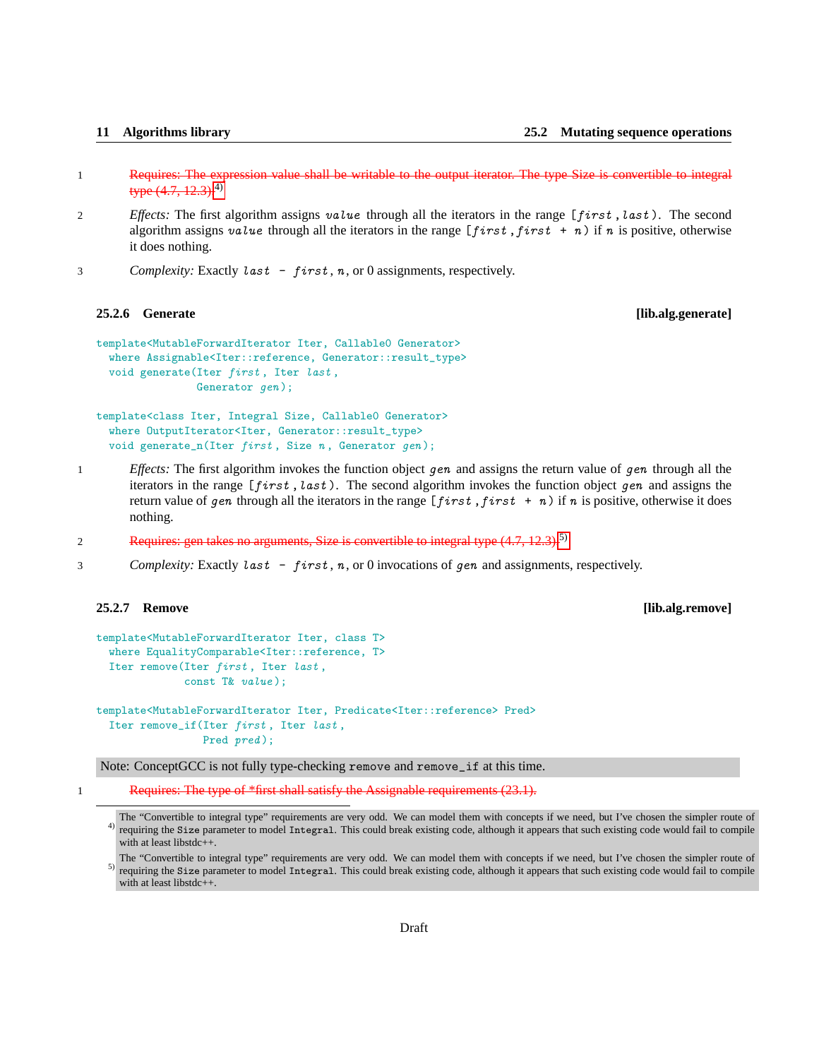1 ~~Requires: The expression value shall be writable to the output iterator. The type Size is convertible to integral type (4.7, 12.3).~~[4]

2 *Effects:* The first algorithm assigns *value* through all the iterators in the range [*first*, *last*). The second algorithm assigns *value* through all the iterators in the range [*first*, *first* + *n*) if *n* is positive, otherwise it does nothing.

3 *Complexity:* Exactly *last* - *first*, *n*, or 0 assignments, respectively.

### 25.2.6 Generate [lib.alg.generate]

```
template<MutableForwardIterator Iter, Callable0 Generator>
  where Assignable<Iter::reference, Generator::result_type>
  void generate(Iter first, Iter last,
                Generator gen);

template<class Iter, Integral Size, Callable0 Generator>
  where OutputIterator<Iter, Generator::result_type>
  void generate_n(Iter first, Size n, Generator gen);
```

1 *Effects:* The first algorithm invokes the function object *gen* and assigns the return value of *gen* through all the iterators in the range [*first*, *last*). The second algorithm invokes the function object *gen* and assigns the return value of *gen* through all the iterators in the range [*first*, *first* + *n*) if *n* is positive, otherwise it does nothing.

2 ~~Requires: gen takes no arguments, Size is convertible to integral type (4.7, 12.3).~~[5]

3 *Complexity:* Exactly *last* - *first*, *n*, or 0 invocations of *gen* and assignments, respectively.

### 25.2.7 Remove [lib.alg.remove]

```
template<MutableForwardIterator Iter, class T>
  where EqualityComparable<Iter::reference, T>
  Iter remove(Iter first, Iter last,
              const T& value);

template<MutableForwardIterator Iter, Predicate<Iter::reference> Pred>
  Iter remove_if(Iter first, Iter last,
                 Pred pred);
```

Note: ConceptGCC is not fully type-checking `remove` and `remove_if` at this time.

1 ~~Requires: The type of *first shall satisfy the Assignable requirements (23.1).~~

---

[4] The “Convertible to integral type” requirements are very odd. We can model them with concepts if we need, but I’ve chosen the simpler route of requiring the `Size` parameter to model `Integral`. This could break existing code, although it appears that such existing code would fail to compile with at least libstdc++.

[5] The “Convertible to integral type” requirements are very odd. We can model them with concepts if we need, but I’ve chosen the simpler route of requiring the `Size` parameter to model `Integral`. This could break existing code, although it appears that such existing code would fail to compile with at least libstdc++.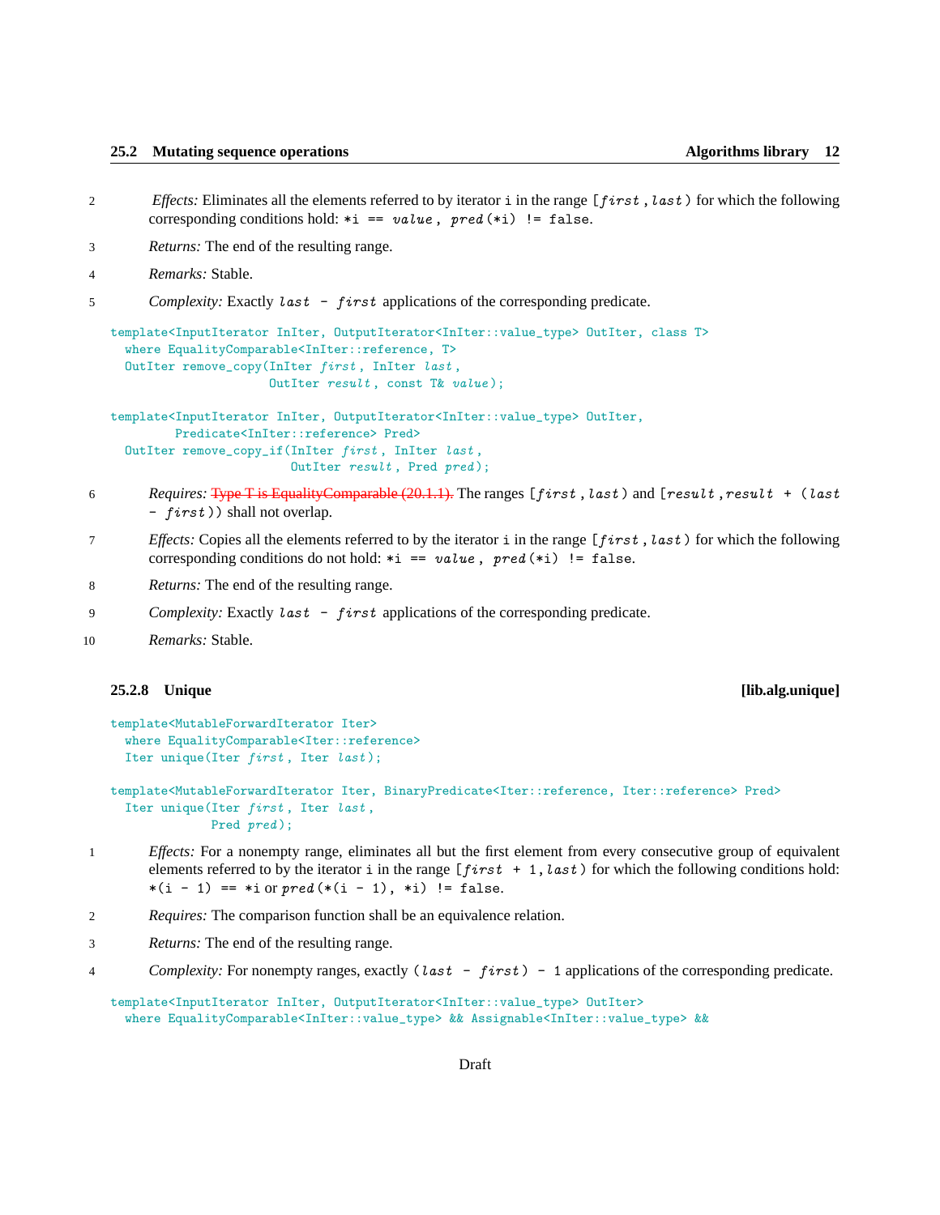2 *Effects:* Eliminates all the elements referred to by iterator `i` in the range `[first, last)` for which the following corresponding conditions hold: `*i == value, pred(*i) != false`.

3 *Returns:* The end of the resulting range.

4 *Remarks:* Stable.

5 *Complexity:* Exactly `last - first` applications of the corresponding predicate.

```
template<InputIterator InIter, OutputIterator<InIter::value_type> OutIter, class T>
  where EqualityComparable<InIter::reference, T>
  OutIter remove_copy(InIter first, InIter last,
                      OutIter result, const T& value);

template<InputIterator InIter, OutputIterator<InIter::value_type> OutIter,
         Predicate<InIter::reference> Pred>
  OutIter remove_copy_if(InIter first, InIter last,
                         OutIter result, Pred pred);
```

6 *Requires:* ~~Type T is EqualityComparable (20.1.1).~~ The ranges `[first, last)` and `[result, result + (last - first))` shall not overlap.

7 *Effects:* Copies all the elements referred to by the iterator `i` in the range `[first, last)` for which the following corresponding conditions do not hold: `*i == value, pred(*i) != false`.

8 *Returns:* The end of the resulting range.

9 *Complexity:* Exactly `last - first` applications of the corresponding predicate.

10 *Remarks:* Stable.

### 25.2.8 Unique [lib.alg.unique]

```
template<MutableForwardIterator Iter>
  where EqualityComparable<Iter::reference>
  Iter unique(Iter first, Iter last);

template<MutableForwardIterator Iter, BinaryPredicate<Iter::reference, Iter::reference> Pred>
  Iter unique(Iter first, Iter last,
              Pred pred);
```

1 *Effects:* For a nonempty range, eliminates all but the first element from every consecutive group of equivalent elements referred to by the iterator `i` in the range `[first + 1, last)` for which the following conditions hold: `*(i - 1) == *i` or `pred(*(i - 1), *i) != false`.

2 *Requires:* The comparison function shall be an equivalence relation.

3 *Returns:* The end of the resulting range.

4 *Complexity:* For nonempty ranges, exactly `(last - first) - 1` applications of the corresponding predicate.

```
template<InputIterator InIter, OutputIterator<InIter::value_type> OutIter>
  where EqualityComparable<InIter::value_type> && Assignable<InIter::value_type> &&
```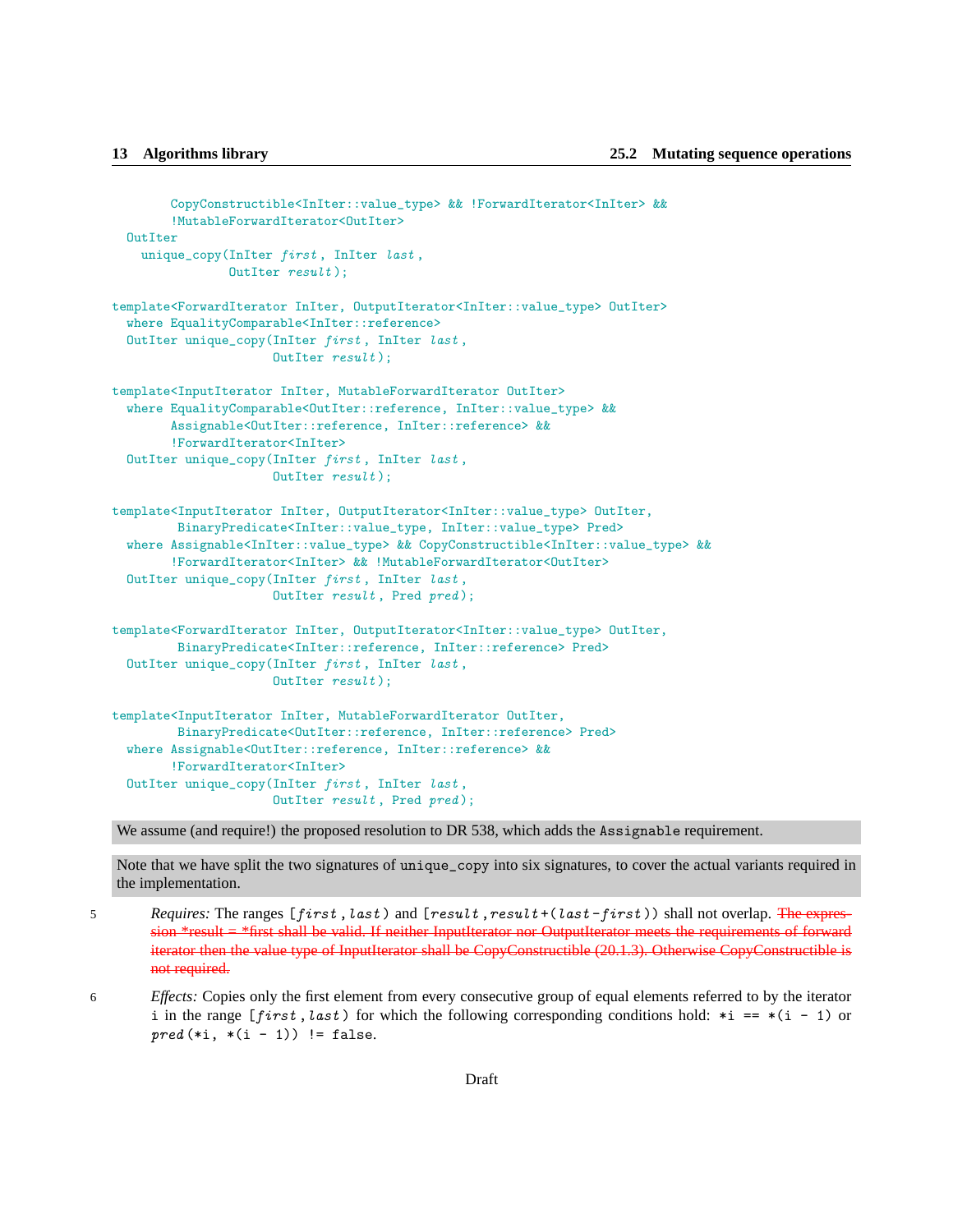```
      CopyConstructible<InIter::value_type> && !ForwardIterator<InIter> &&
      !MutableForwardIterator<OutIter>
  OutIter
    unique_copy(InIter first, InIter last,
                OutIter result);

template<ForwardIterator InIter, OutputIterator<InIter::value_type> OutIter>
  where EqualityComparable<InIter::reference>
  OutIter unique_copy(InIter first, InIter last,
                      OutIter result);

template<InputIterator InIter, MutableForwardIterator OutIter>
  where EqualityComparable<OutIter::reference, InIter::value_type> &&
      Assignable<OutIter::reference, InIter::reference> &&
      !ForwardIterator<InIter>
  OutIter unique_copy(InIter first, InIter last,
                      OutIter result);

template<InputIterator InIter, OutputIterator<InIter::value_type> OutIter,
         BinaryPredicate<InIter::value_type, InIter::value_type> Pred>
  where Assignable<InIter::value_type> && CopyConstructible<InIter::value_type> &&
      !ForwardIterator<InIter> && !MutableForwardIterator<OutIter>
  OutIter unique_copy(InIter first, InIter last,
                      OutIter result, Pred pred);

template<ForwardIterator InIter, OutputIterator<InIter::value_type> OutIter,
         BinaryPredicate<InIter::reference, InIter::reference> Pred>
  OutIter unique_copy(InIter first, InIter last,
                      OutIter result);

template<InputIterator InIter, MutableForwardIterator OutIter,
         BinaryPredicate<OutIter::reference, InIter::reference> Pred>
  where Assignable<OutIter::reference, InIter::reference> &&
      !ForwardIterator<InIter>
  OutIter unique_copy(InIter first, InIter last,
                      OutIter result, Pred pred);
```

We assume (and require!) the proposed resolution to DR 538, which adds the `Assignable` requirement.

Note that we have split the two signatures of `unique_copy` into six signatures, to cover the actual variants required in the implementation.

5 *Requires:* The ranges `[first,last)` and `[result,result+(last-first))` shall not overlap. ~~The expression *result = *first shall be valid. If neither InputIterator nor OutputIterator meets the requirements of forward iterator then the value type of InputIterator shall be CopyConstructible (20.1.3). Otherwise CopyConstructible is not required.~~

6 *Effects:* Copies only the first element from every consecutive group of equal elements referred to by the iterator `i` in the range `[first,last)` for which the following corresponding conditions hold: `*i == *(i - 1)` or `pred(*i, *(i - 1)) != false`.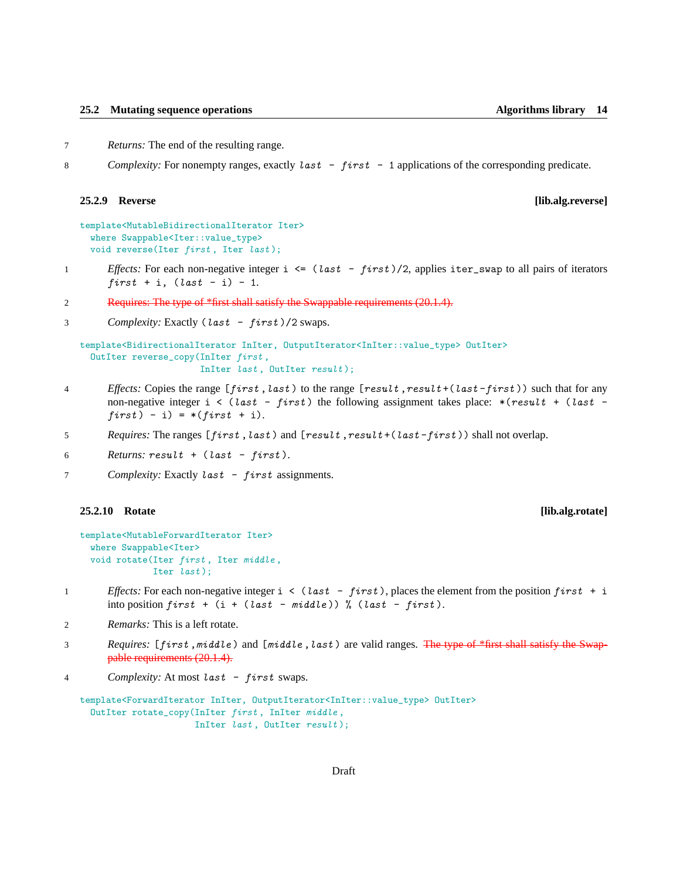7 *Returns:* The end of the resulting range.

8 *Complexity:* For nonempty ranges, exactly `last - first - 1` applications of the corresponding predicate.

### 25.2.9 Reverse [lib.alg.reverse]

```
template<MutableBidirectionalIterator Iter>
  where Swappable<Iter::value_type>
  void reverse(Iter first, Iter last);
```

1 *Effects:* For each non-negative integer `i <= (last - first)/2`, applies `iter_swap` to all pairs of iterators `first + i, (last - i) - 1`.

2 ~~Requires: The type of *first shall satisfy the Swappable requirements (20.1.4).~~

3 *Complexity:* Exactly `(last - first)/2` swaps.

```
template<BidirectionalIterator InIter, OutputIterator<InIter::value_type> OutIter>
  OutIter reverse_copy(InIter first,
                       InIter last, OutIter result);
```

4 *Effects:* Copies the range `[first,last)` to the range `[result,result+(last-first))` such that for any non-negative integer `i < (last - first)` the following assignment takes place: `*(result + (last - first) - i) = *(first + i)`.

5 *Requires:* The ranges `[first,last)` and `[result,result+(last-first))` shall not overlap.

6 *Returns:* `result + (last - first)`.

7 *Complexity:* Exactly `last - first` assignments.

### 25.2.10 Rotate [lib.alg.rotate]

```
template<MutableForwardIterator Iter>
  where Swappable<Iter>
  void rotate(Iter first, Iter middle,
              Iter last);
```

1 *Effects:* For each non-negative integer `i < (last - first)`, places the element from the position `first + i` into position `first + (i + (last - middle)) % (last - first)`.

2 *Remarks:* This is a left rotate.

3 *Requires:* `[first,middle)` and `[middle,last)` are valid ranges. ~~The type of *first shall satisfy the Swappable requirements (20.1.4).~~

4 *Complexity:* At most `last - first` swaps.

```
template<ForwardIterator InIter, OutputIterator<InIter::value_type> OutIter>
  OutIter rotate_copy(InIter first, InIter middle,
                      InIter last, OutIter result);
```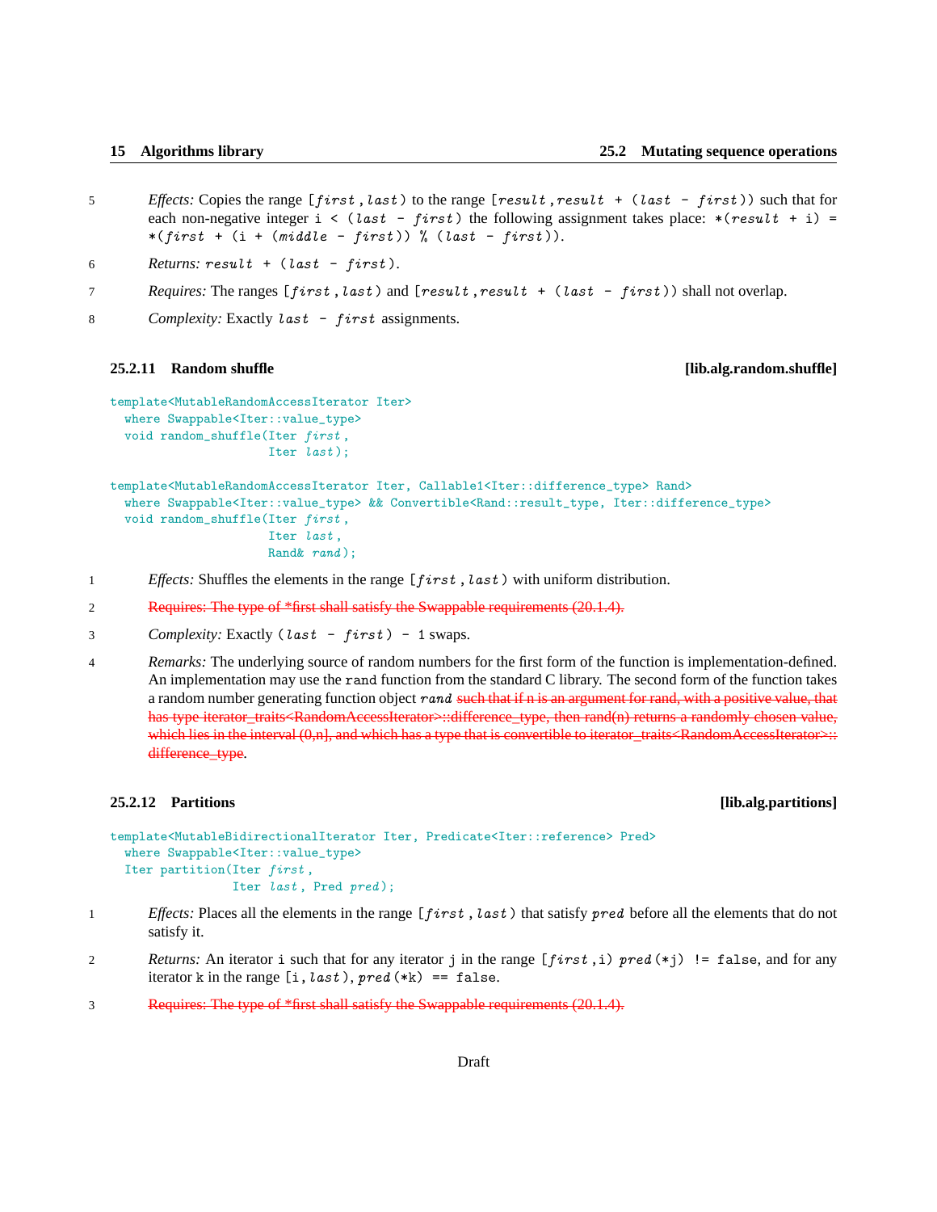5 *Effects:* Copies the range [*first*, *last*) to the range [*result*, *result* + (*last* - *first*)) such that for each non-negative integer i < (*last* - *first*) the following assignment takes place: *(*result* + i) = *(*first* + (i + (*middle* - *first*)) % (*last* - *first*)).

6 *Returns:* *result* + (*last* - *first*).

7 *Requires:* The ranges [*first*, *last*) and [*result*, *result* + (*last* - *first*)) shall not overlap.

8 *Complexity:* Exactly *last* - *first* assignments.

### 25.2.11 Random shuffle [lib.alg.random.shuffle]

```
template<MutableRandomAccessIterator Iter>
  where Swappable<Iter::value_type>
  void random_shuffle(Iter first,
                      Iter last);

template<MutableRandomAccessIterator Iter, Callable1<Iter::difference_type> Rand>
  where Swappable<Iter::value_type> && Convertible<Rand::result_type, Iter::difference_type>
  void random_shuffle(Iter first,
                      Iter last,
                      Rand& rand);
```

1 *Effects:* Shuffles the elements in the range [*first*, *last*) with uniform distribution.

2 ~~Requires: The type of *first shall satisfy the Swappable requirements (20.1.4).~~

3 *Complexity:* Exactly (*last* - *first*) - 1 swaps.

4 *Remarks:* The underlying source of random numbers for the first form of the function is implementation-defined. An implementation may use the rand function from the standard C library. The second form of the function takes a random number generating function object *rand* ~~such that if n is an argument for rand, with a positive value, that has type iterator_traits<RandomAccessIterator>::difference_type, then rand(n) returns a randomly chosen value, which lies in the interval (0,n], and which has a type that is convertible to iterator_traits<RandomAccessIterator>::difference_type~~.

### 25.2.12 Partitions [lib.alg.partitions]

```
template<MutableBidirectionalIterator Iter, Predicate<Iter::reference> Pred>
  where Swappable<Iter::value_type>
  Iter partition(Iter first,
                 Iter last, Pred pred);
```

1 *Effects:* Places all the elements in the range [*first*, *last*) that satisfy *pred* before all the elements that do not satisfy it.

2 *Returns:* An iterator i such that for any iterator j in the range [*first*,i) *pred*(*j) != false, and for any iterator k in the range [i, *last*), *pred*(*k) == false.

3 ~~Requires: The type of *first shall satisfy the Swappable requirements (20.1.4).~~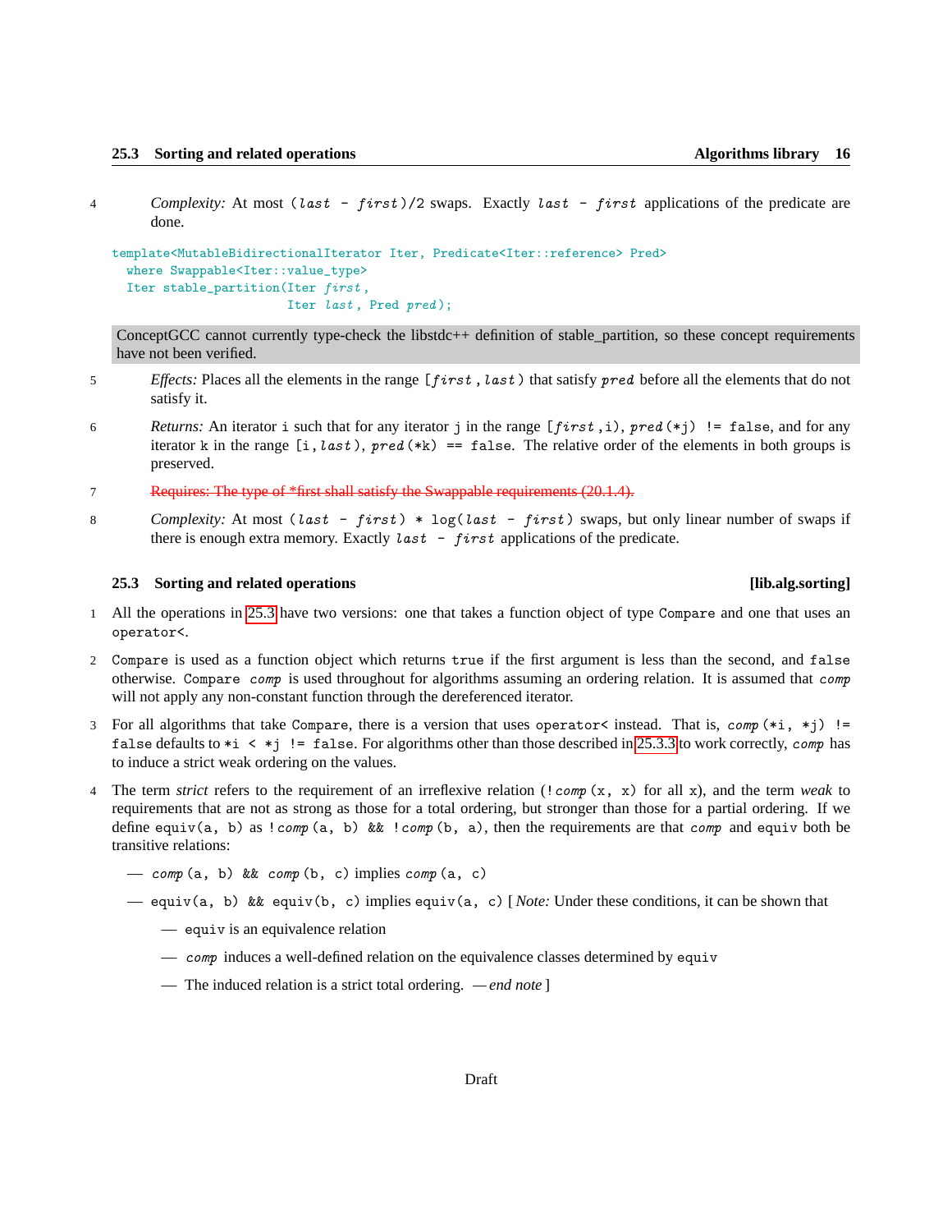4 *Complexity:* At most `(last - first)/2` swaps. Exactly `last - first` applications of the predicate are done.

```
template<MutableBidirectionalIterator Iter, Predicate<Iter::reference> Pred>
  where Swappable<Iter::value_type>
  Iter stable_partition(Iter first,
                        Iter last, Pred pred);
```

ConceptGCC cannot currently type-check the libstdc++ definition of stable_partition, so these concept requirements have not been verified.

5 *Effects:* Places all the elements in the range `[first, last)` that satisfy `pred` before all the elements that do not satisfy it.

6 *Returns:* An iterator `i` such that for any iterator `j` in the range `[first,i)`, `pred(*j) != false`, and for any iterator `k` in the range `[i,last)`, `pred(*k) == false`. The relative order of the elements in both groups is preserved.

7 ~~Requires: The type of *first shall satisfy the Swappable requirements (20.1.4).~~

8 *Complexity:* At most `(last - first) * log(last - first)` swaps, but only linear number of swaps if there is enough extra memory. Exactly `last - first` applications of the predicate.

### 25.3 Sorting and related operations [lib.alg.sorting]

1 All the operations in 25.3 have two versions: one that takes a function object of type `Compare` and one that uses an `operator<`.

2 `Compare` is used as a function object which returns `true` if the first argument is less than the second, and `false` otherwise. `Compare comp` is used throughout for algorithms assuming an ordering relation. It is assumed that `comp` will not apply any non-constant function through the dereferenced iterator.

3 For all algorithms that take `Compare`, there is a version that uses `operator<` instead. That is, `comp(*i, *j) != false` defaults to `*i < *j != false`. For algorithms other than those described in 25.3.3 to work correctly, `comp` has to induce a strict weak ordering on the values.

4 The term *strict* refers to the requirement of an irreflexive relation (`!comp(x, x)` for all `x`), and the term *weak* to requirements that are not as strong as those for a total ordering, but stronger than those for a partial ordering. If we define `equiv(a, b)` as `!comp(a, b) && !comp(b, a)`, then the requirements are that `comp` and `equiv` both be transitive relations:

- `comp(a, b) && comp(b, c)` implies `comp(a, c)`
- `equiv(a, b) && equiv(b, c)` implies `equiv(a, c)` [ *Note:* Under these conditions, it can be shown that
  - `equiv` is an equivalence relation
  - `comp` induces a well-defined relation on the equivalence classes determined by `equiv`
  - The induced relation is a strict total ordering. — *end note* ]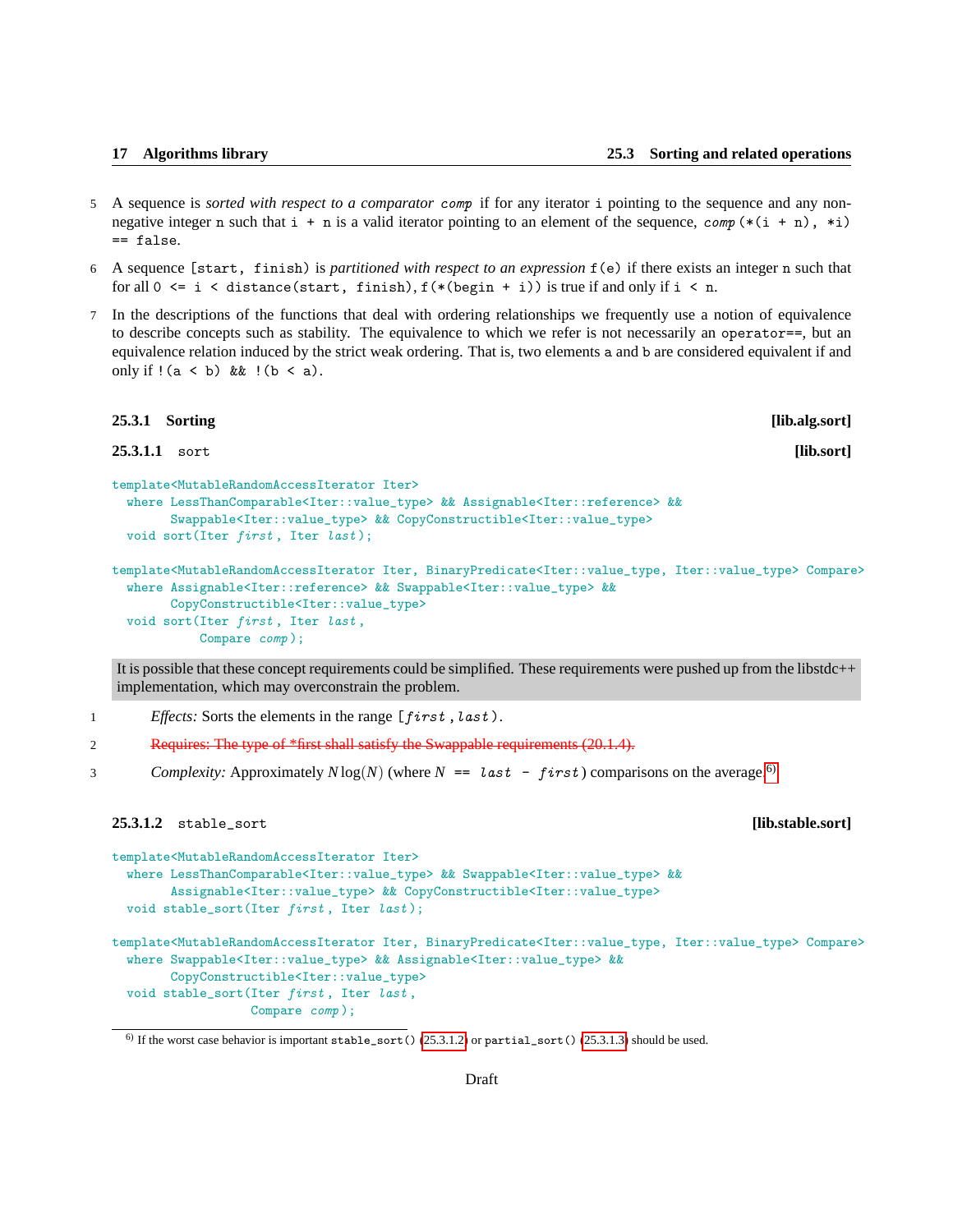5 A sequence is *sorted with respect to a comparator* `comp` if for any iterator `i` pointing to the sequence and any non-negative integer `n` such that `i + n` is a valid iterator pointing to an element of the sequence, `comp(*(i + n), *i) == false`.

6 A sequence `[start, finish)` is *partitioned with respect to an expression* `f(e)` if there exists an integer `n` such that for all `0 <= i < distance(start, finish)`, `f(*(begin + i))` is true if and only if `i < n`.

7 In the descriptions of the functions that deal with ordering relationships we frequently use a notion of equivalence to describe concepts such as stability. The equivalence to which we refer is not necessarily an `operator==`, but an equivalence relation induced by the strict weak ordering. That is, two elements `a` and `b` are considered equivalent if and only if `!(a < b) && !(b < a)`.

### 25.3.1 Sorting [lib.alg.sort]

#### 25.3.1.1 `sort` [lib.sort]

```
template<MutableRandomAccessIterator Iter>
  where LessThanComparable<Iter::value_type> && Assignable<Iter::reference> &&
        Swappable<Iter::value_type> && CopyConstructible<Iter::value_type>
  void sort(Iter first, Iter last);

template<MutableRandomAccessIterator Iter, BinaryPredicate<Iter::value_type, Iter::value_type> Compare>
  where Assignable<Iter::reference> && Swappable<Iter::value_type> &&
        CopyConstructible<Iter::value_type>
  void sort(Iter first, Iter last,
            Compare comp);
```

It is possible that these concept requirements could be simplified. These requirements were pushed up from the libstdc++ implementation, which may overconstrain the problem.

1 *Effects:* Sorts the elements in the range `[first, last)`.

2 ~~Requires: The type of *first shall satisfy the Swappable requirements (20.1.4).~~

3 *Complexity:* Approximately $N \log(N)$ (where $N$ `== last - first`) comparisons on the average.[6]

#### 25.3.1.2 `stable_sort` [lib.stable.sort]

```
template<MutableRandomAccessIterator Iter>
  where LessThanComparable<Iter::value_type> && Swappable<Iter::value_type> &&
        Assignable<Iter::value_type> && CopyConstructible<Iter::value_type>
  void stable_sort(Iter first, Iter last);

template<MutableRandomAccessIterator Iter, BinaryPredicate<Iter::value_type, Iter::value_type> Compare>
  where Swappable<Iter::value_type> && Assignable<Iter::value_type> &&
        CopyConstructible<Iter::value_type>
  void stable_sort(Iter first, Iter last,
                   Compare comp);
```

---

[6] If the worst case behavior is important `stable_sort()` (25.3.1.2) or `partial_sort()` (25.3.1.3) should be used.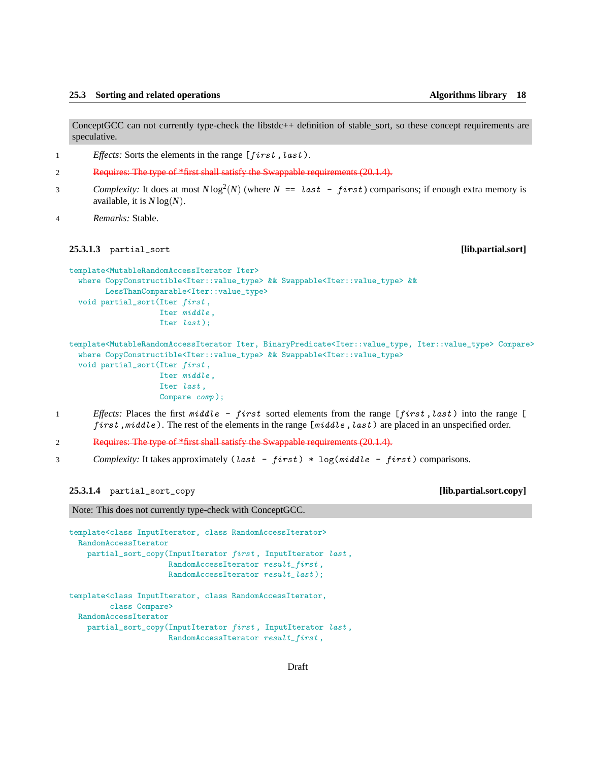ConceptGCC can not currently type-check the libstdc++ definition of stable_sort, so these concept requirements are speculative.

1 *Effects:* Sorts the elements in the range `[first, last)`.

2 ~~Requires: The type of *first shall satisfy the Swappable requirements (20.1.4).~~

3 *Complexity:* It does at most $N \log^2(N)$ (where `N == last - first`) comparisons; if enough extra memory is available, it is $N \log(N)$.

4 *Remarks:* Stable.

#### 25.3.1.3 `partial_sort` [lib.partial.sort]

```
template<MutableRandomAccessIterator Iter>
  where CopyConstructible<Iter::value_type> && Swappable<Iter::value_type> &&
        LessThanComparable<Iter::value_type>
  void partial_sort(Iter first,
                    Iter middle,
                    Iter last);

template<MutableRandomAccessIterator Iter, BinaryPredicate<Iter::value_type, Iter::value_type> Compare>
  where CopyConstructible<Iter::value_type> && Swappable<Iter::value_type>
  void partial_sort(Iter first,
                    Iter middle,
                    Iter last,
                    Compare comp);
```

1 *Effects:* Places the first `middle - first` sorted elements from the range `[first, last)` into the range `[first, middle)`. The rest of the elements in the range `[middle, last)` are placed in an unspecified order.

2 ~~Requires: The type of *first shall satisfy the Swappable requirements (20.1.4).~~

3 *Complexity:* It takes approximately `(last - first) * log(middle - first)` comparisons.

#### 25.3.1.4 `partial_sort_copy` [lib.partial.sort.copy]

Note: This does not currently type-check with ConceptGCC.

```
template<class InputIterator, class RandomAccessIterator>
  RandomAccessIterator
    partial_sort_copy(InputIterator first, InputIterator last,
                      RandomAccessIterator result_first,
                      RandomAccessIterator result_last);

template<class InputIterator, class RandomAccessIterator,
         class Compare>
  RandomAccessIterator
    partial_sort_copy(InputIterator first, InputIterator last,
                      RandomAccessIterator result_first,
```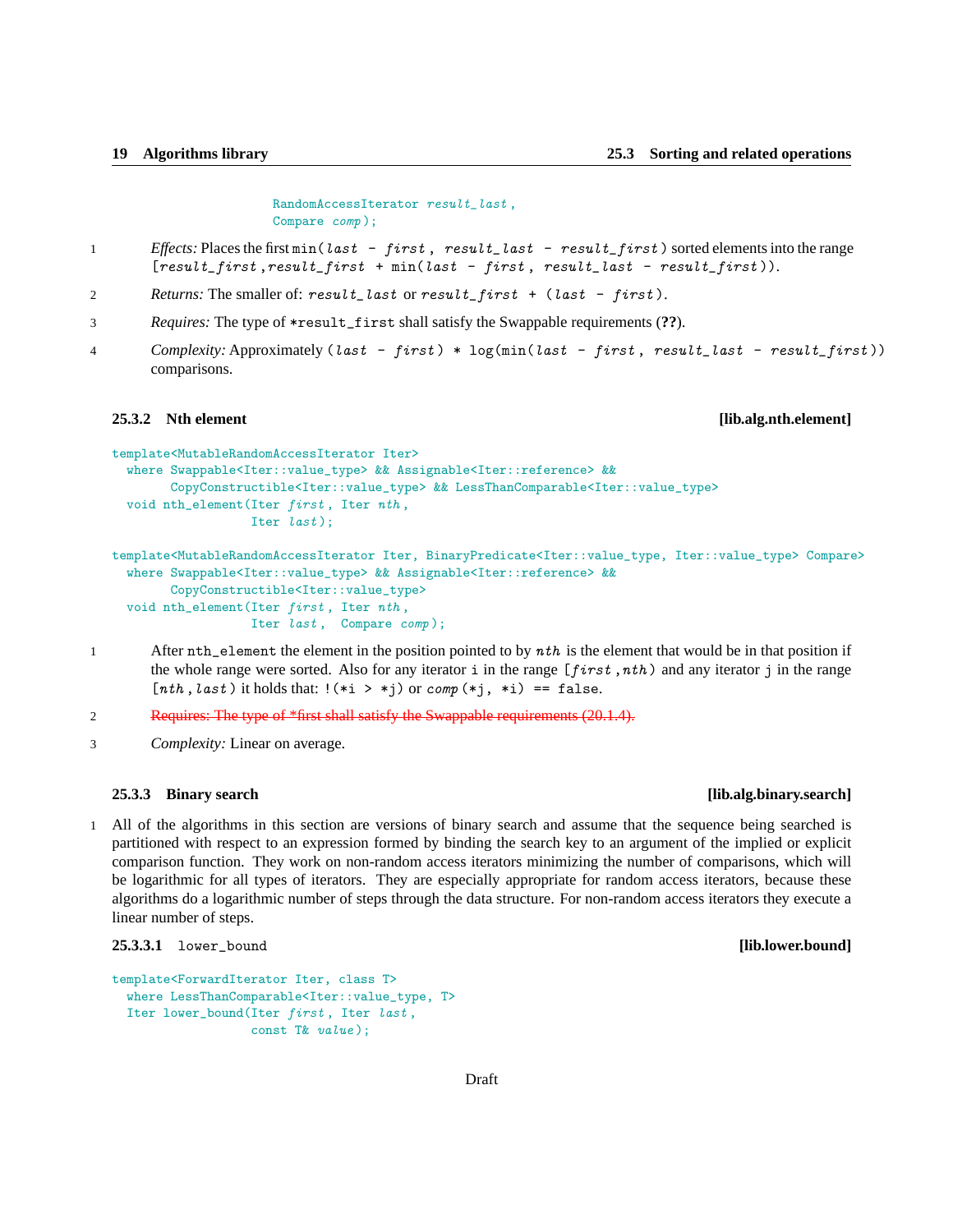```
RandomAccessIterator result_last,
Compare comp);
```

1 *Effects:* Places the first `min(last - first, result_last - result_first)` sorted elements into the range `[result_first,result_first + min(last - first, result_last - result_first))`.

2 *Returns:* The smaller of: `result_last` or `result_first + (last - first)`.

3 *Requires:* The type of `*result_first` shall satisfy the Swappable requirements (**??**).

4 *Complexity:* Approximately `(last - first) * log(min(last - first, result_last - result_first))` comparisons.

### 25.3.2 Nth element [lib.alg.nth.element]

```
template<MutableRandomAccessIterator Iter>
  where Swappable<Iter::value_type> && Assignable<Iter::reference> &&
        CopyConstructible<Iter::value_type> && LessThanComparable<Iter::value_type>
  void nth_element(Iter first, Iter nth,
                   Iter last);

template<MutableRandomAccessIterator Iter, BinaryPredicate<Iter::value_type, Iter::value_type> Compare>
  where Swappable<Iter::value_type> && Assignable<Iter::reference> &&
        CopyConstructible<Iter::value_type>
  void nth_element(Iter first, Iter nth,
                   Iter last, Compare comp);
```

1 After `nth_element` the element in the position pointed to by *nth* is the element that would be in that position if the whole range were sorted. Also for any iterator `i` in the range `[first,nth)` and any iterator `j` in the range `[nth,last)` it holds that: `!(*i > *j)` or `comp(*j, *i) == false`.

2 ~~Requires: The type of *first shall satisfy the Swappable requirements (20.1.4).~~

3 *Complexity:* Linear on average.

### 25.3.3 Binary search [lib.alg.binary.search]

1 All of the algorithms in this section are versions of binary search and assume that the sequence being searched is partitioned with respect to an expression formed by binding the search key to an argument of the implied or explicit comparison function. They work on non-random access iterators minimizing the number of comparisons, which will be logarithmic for all types of iterators. They are especially appropriate for random access iterators, because these algorithms do a logarithmic number of steps through the data structure. For non-random access iterators they execute a linear number of steps.

#### 25.3.3.1 `lower_bound` [lib.lower.bound]

```
template<ForwardIterator Iter, class T>
  where LessThanComparable<Iter::value_type, T>
  Iter lower_bound(Iter first, Iter last,
                   const T& value);
```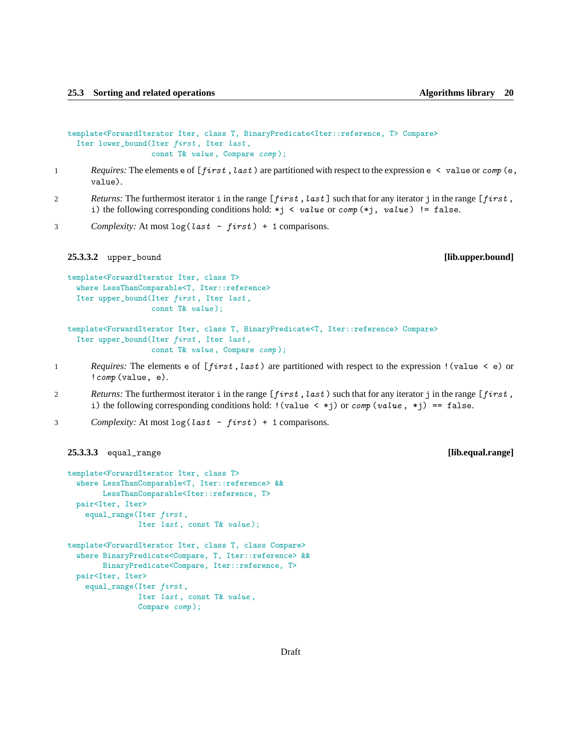```
template<ForwardIterator Iter, class T, BinaryPredicate<Iter::reference, T> Compare>
  Iter lower_bound(Iter first, Iter last,
                   const T& value, Compare comp);
```

1 *Requires:* The elements `e` of `[first, last)` are partitioned with respect to the expression `e < value` or `comp(e, value)`.

2 *Returns:* The furthermost iterator `i` in the range `[first, last]` such that for any iterator `j` in the range `[first, i)` the following corresponding conditions hold: `*j < value` or `comp(*j, value) != false`.

3 *Complexity:* At most `log(last - first) + 1` comparisons.

#### 25.3.3.2 `upper_bound` [lib.upper.bound]

```
template<ForwardIterator Iter, class T>
  where LessThanComparable<T, Iter::reference>
  Iter upper_bound(Iter first, Iter last,
                   const T& value);

template<ForwardIterator Iter, class T, BinaryPredicate<T, Iter::reference> Compare>
  Iter upper_bound(Iter first, Iter last,
                   const T& value, Compare comp);
```

1 *Requires:* The elements `e` of `[first, last)` are partitioned with respect to the expression `!(value < e)` or `!comp(value, e)`.

2 *Returns:* The furthermost iterator `i` in the range `[first, last)` such that for any iterator `j` in the range `[first, i)` the following corresponding conditions hold: `!(value < *j)` or `comp(value, *j) == false`.

3 *Complexity:* At most `log(last - first) + 1` comparisons.

#### 25.3.3.3 `equal_range` [lib.equal.range]

```
template<ForwardIterator Iter, class T>
  where LessThanComparable<T, Iter::reference> &&
        LessThanComparable<Iter::reference, T>
  pair<Iter, Iter>
    equal_range(Iter first,
                Iter last, const T& value);

template<ForwardIterator Iter, class T, class Compare>
  where BinaryPredicate<Compare, T, Iter::reference> &&
        BinaryPredicate<Compare, Iter::reference, T>
  pair<Iter, Iter>
    equal_range(Iter first,
                Iter last, const T& value,
                Compare comp);
```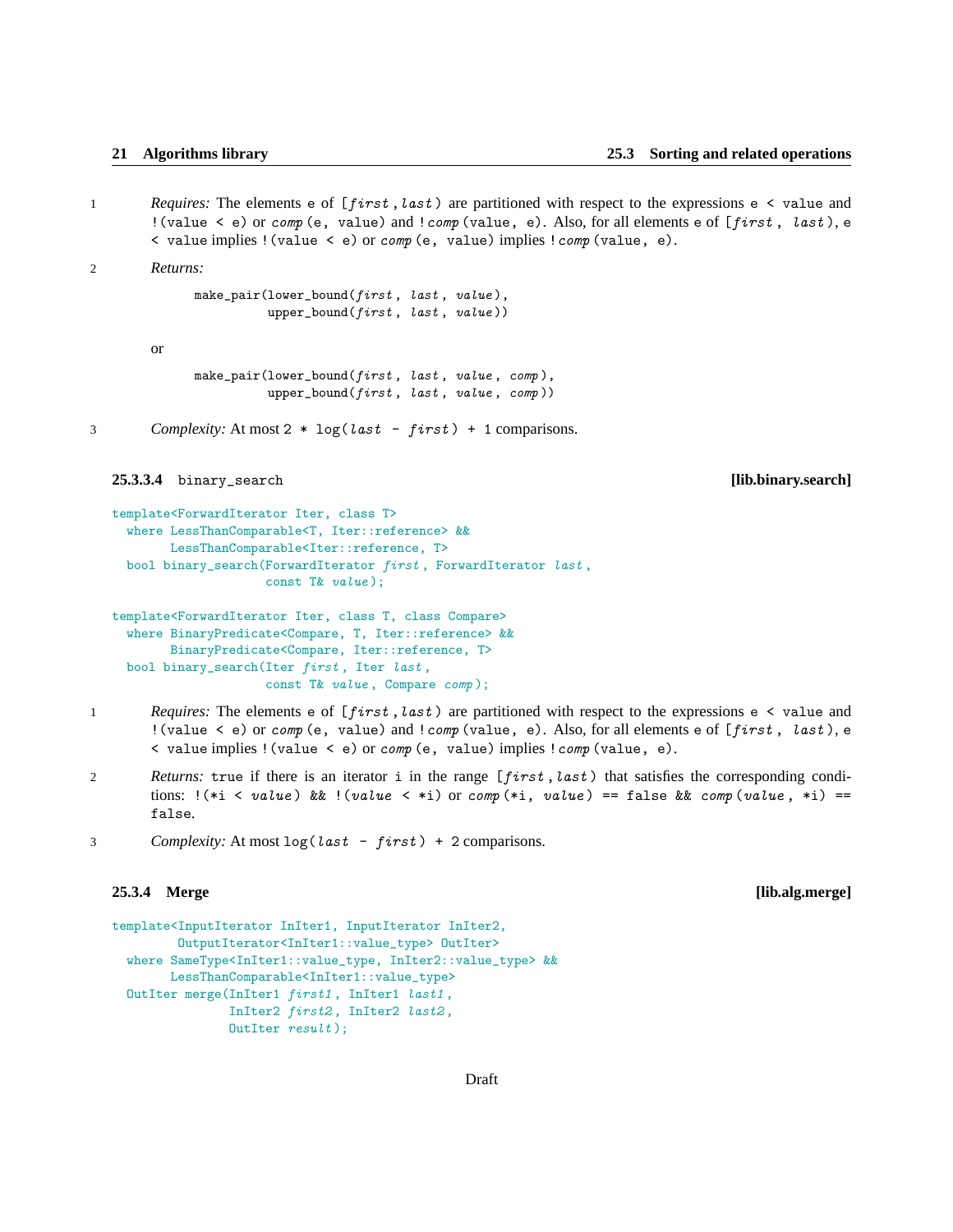1 *Requires:* The elements `e` of `[first, last)` are partitioned with respect to the expressions `e < value` and `!(value < e)` or `comp(e, value)` and `!comp(value, e)`. Also, for all elements `e` of `[first, last)`, `e < value` implies `!(value < e)` or `comp(e, value)` implies `!comp(value, e)`.

2 *Returns:*

```
make_pair(lower_bound(first, last, value),
          upper_bound(first, last, value))
```

or

```
make_pair(lower_bound(first, last, value, comp),
          upper_bound(first, last, value, comp))
```

3 *Complexity:* At most `2 * log(last - first) + 1` comparisons.

### 25.3.3.4 `binary_search` [lib.binary.search]

```
template<ForwardIterator Iter, class T>
  where LessThanComparable<T, Iter::reference> &&
        LessThanComparable<Iter::reference, T>
  bool binary_search(ForwardIterator first, ForwardIterator last,
                     const T& value);

template<ForwardIterator Iter, class T, class Compare>
  where BinaryPredicate<Compare, T, Iter::reference> &&
        BinaryPredicate<Compare, Iter::reference, T>
  bool binary_search(Iter first, Iter last,
                     const T& value, Compare comp);
```

1 *Requires:* The elements `e` of `[first, last)` are partitioned with respect to the expressions `e < value` and `!(value < e)` or `comp(e, value)` and `!comp(value, e)`. Also, for all elements `e` of `[first, last)`, `e < value` implies `!(value < e)` or `comp(e, value)` implies `!comp(value, e)`.

2 *Returns:* `true` if there is an iterator `i` in the range `[first, last)` that satisfies the corresponding conditions: `!(*i < value) && !(value < *i)` or `comp(*i, value) == false && comp(value, *i) == false`.

3 *Complexity:* At most `log(last - first) + 2` comparisons.

### 25.3.4 Merge [lib.alg.merge]

```
template<InputIterator InIter1, InputIterator InIter2,
         OutputIterator<InIter1::value_type> OutIter>
  where SameType<InIter1::value_type, InIter2::value_type> &&
        LessThanComparable<InIter1::value_type>
  OutIter merge(InIter1 first1, InIter1 last1,
                InIter2 first2, InIter2 last2,
                OutIter result);
```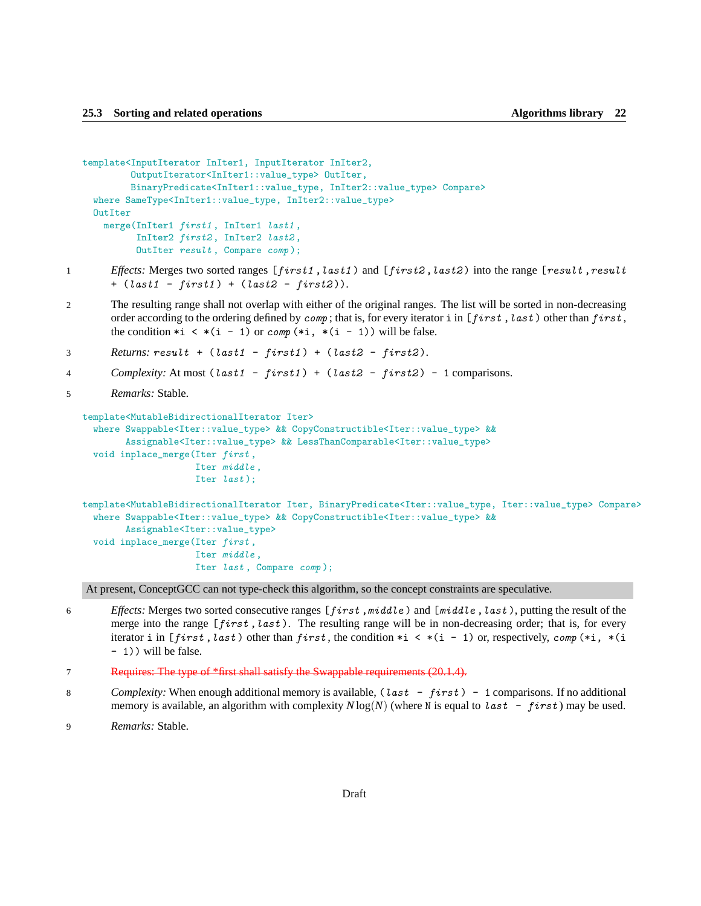```
template<InputIterator InIter1, InputIterator InIter2,
         OutputIterator<InIter1::value_type> OutIter,
         BinaryPredicate<InIter1::value_type, InIter2::value_type> Compare>
  where SameType<InIter1::value_type, InIter2::value_type>
  OutIter
    merge(InIter1 first1, InIter1 last1,
          InIter2 first2, InIter2 last2,
          OutIter result, Compare comp);
```

1 *Effects:* Merges two sorted ranges `[first1,last1)` and `[first2,last2)` into the range `[result,result + (last1 - first1) + (last2 - first2))`.

2 The resulting range shall not overlap with either of the original ranges. The list will be sorted in non-decreasing order according to the ordering defined by *comp*; that is, for every iterator `i` in `[first,last)` other than *first*, the condition `*i < *(i - 1)` or `comp(*i, *(i - 1))` will be false.

3 *Returns:* `result + (last1 - first1) + (last2 - first2)`.

4 *Complexity:* At most `(last1 - first1) + (last2 - first2) - 1` comparisons.

5 *Remarks:* Stable.

```
template<MutableBidirectionalIterator Iter>
  where Swappable<Iter::value_type> && CopyConstructible<Iter::value_type> &&
        Assignable<Iter::value_type> && LessThanComparable<Iter::value_type>
  void inplace_merge(Iter first,
                     Iter middle,
                     Iter last);

template<MutableBidirectionalIterator Iter, BinaryPredicate<Iter::value_type, Iter::value_type> Compare>
  where Swappable<Iter::value_type> && CopyConstructible<Iter::value_type> &&
        Assignable<Iter::value_type>
  void inplace_merge(Iter first,
                     Iter middle,
                     Iter last, Compare comp);
```

At present, ConceptGCC can not type-check this algorithm, so the concept constraints are speculative.

6 *Effects:* Merges two sorted consecutive ranges `[first,middle)` and `[middle,last)`, putting the result of the merge into the range `[first,last)`. The resulting range will be in non-decreasing order; that is, for every iterator `i` in `[first,last)` other than *first*, the condition `*i < *(i - 1)` or, respectively, `comp(*i, *(i - 1))` will be false.

7 ~~Requires: The type of *first shall satisfy the Swappable requirements (20.1.4).~~

8 *Complexity:* When enough additional memory is available, `(last - first) - 1` comparisons. If no additional memory is available, an algorithm with complexity $N \log(N)$ (where `N` is equal to `last - first`) may be used.

9 *Remarks:* Stable.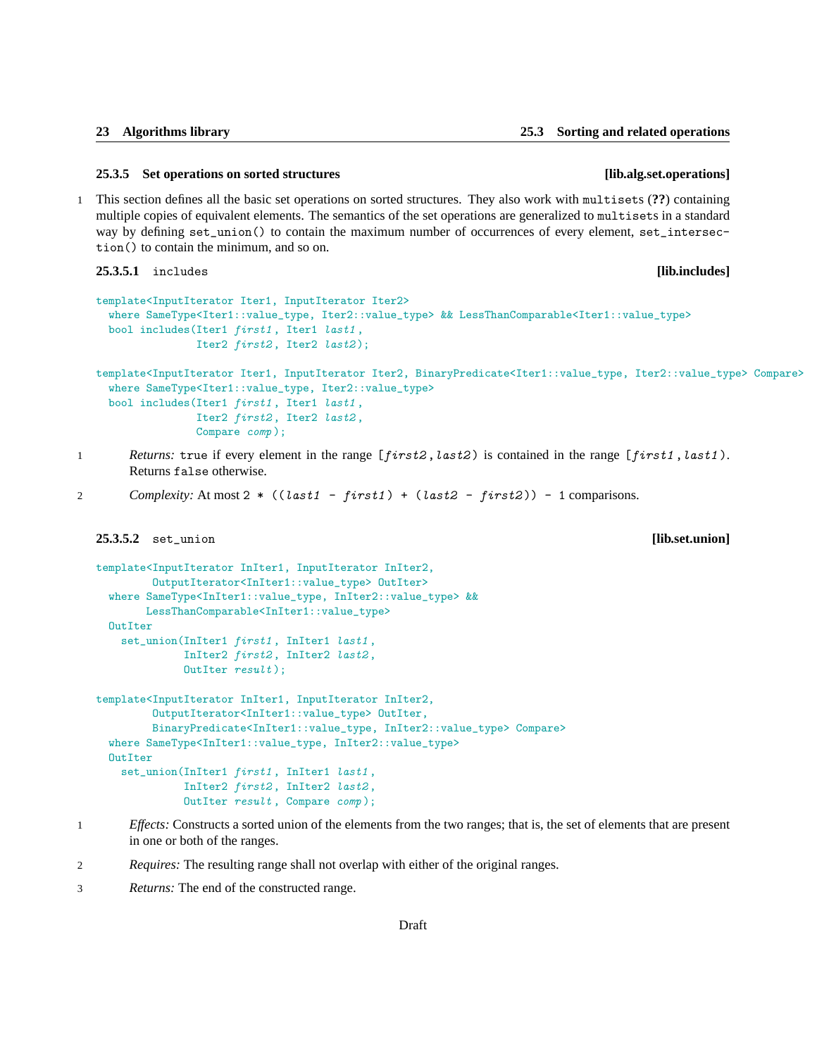### 25.3.5 Set operations on sorted structures [lib.alg.set.operations]

1 This section defines all the basic set operations on sorted structures. They also work with `multisets` (**??**) containing multiple copies of equivalent elements. The semantics of the set operations are generalized to `multisets` in a standard way by defining `set_union()` to contain the maximum number of occurrences of every element, `set_intersection()` to contain the minimum, and so on.

#### 25.3.5.1 `includes` [lib.includes]

```
template<InputIterator Iter1, InputIterator Iter2>
  where SameType<Iter1::value_type, Iter2::value_type> && LessThanComparable<Iter1::value_type>
  bool includes(Iter1 first1, Iter1 last1,
                Iter2 first2, Iter2 last2);

template<InputIterator Iter1, InputIterator Iter2, BinaryPredicate<Iter1::value_type, Iter2::value_type> Compare>
  where SameType<Iter1::value_type, Iter2::value_type>
  bool includes(Iter1 first1, Iter1 last1,
                Iter2 first2, Iter2 last2,
                Compare comp);
```

1 *Returns:* `true` if every element in the range `[first2,last2)` is contained in the range `[first1,last1)`. Returns `false` otherwise.

2 *Complexity:* At most `2 * ((last1 - first1) + (last2 - first2)) - 1` comparisons.

#### 25.3.5.2 `set_union` [lib.set.union]

```
template<InputIterator InIter1, InputIterator InIter2,
         OutputIterator<InIter1::value_type> OutIter>
  where SameType<InIter1::value_type, InIter2::value_type> &&
        LessThanComparable<InIter1::value_type>
  OutIter
    set_union(InIter1 first1, InIter1 last1,
              InIter2 first2, InIter2 last2,
              OutIter result);

template<InputIterator InIter1, InputIterator InIter2,
         OutputIterator<InIter1::value_type> OutIter,
         BinaryPredicate<InIter1::value_type, InIter2::value_type> Compare>
  where SameType<InIter1::value_type, InIter2::value_type>
  OutIter
    set_union(InIter1 first1, InIter1 last1,
              InIter2 first2, InIter2 last2,
              OutIter result, Compare comp);
```

1 *Effects:* Constructs a sorted union of the elements from the two ranges; that is, the set of elements that are present in one or both of the ranges.

2 *Requires:* The resulting range shall not overlap with either of the original ranges.

3 *Returns:* The end of the constructed range.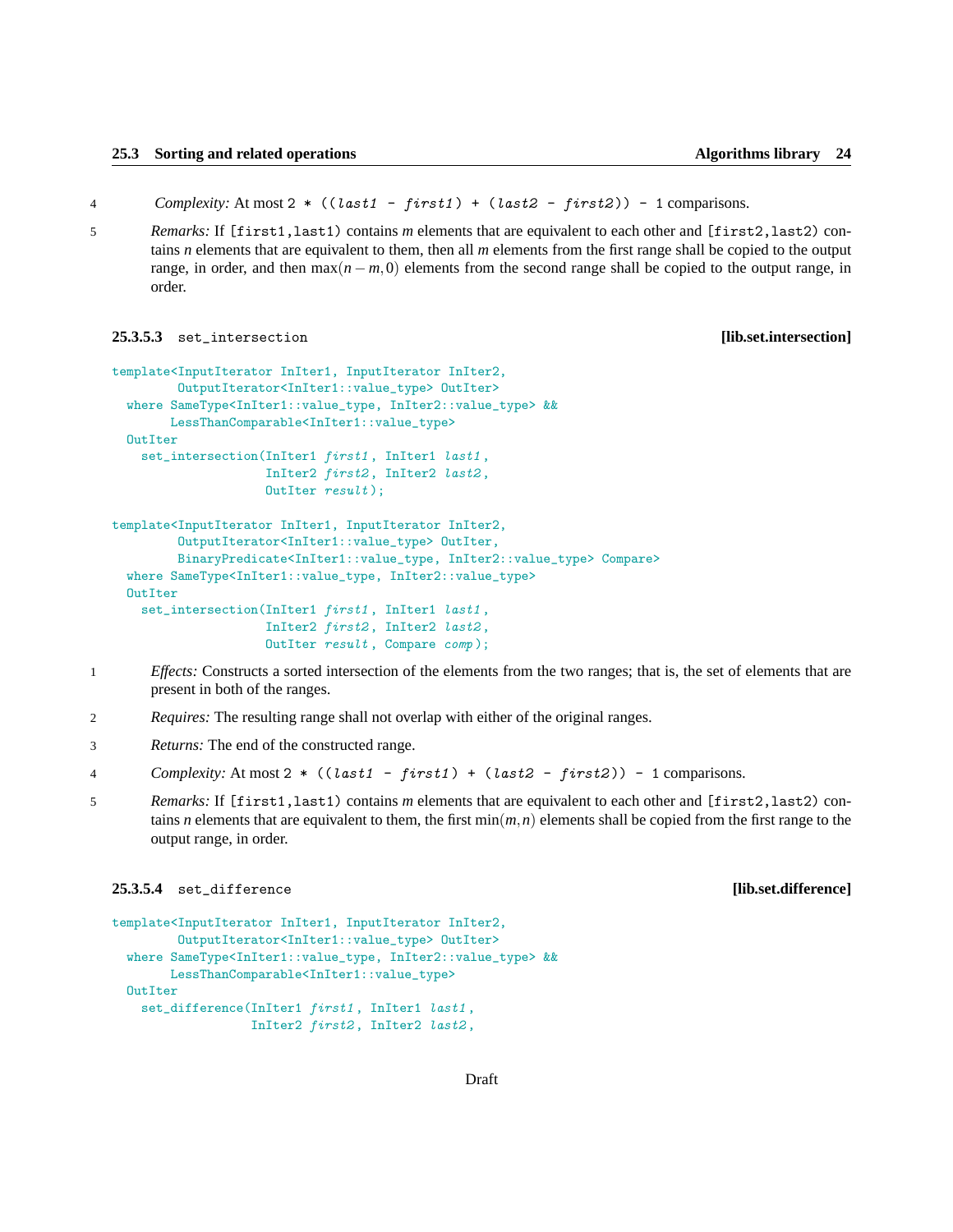4 *Complexity:* At most `2 * ((last1 - first1) + (last2 - first2)) - 1` comparisons.

5 *Remarks:* If `[first1,last1)` contains *m* elements that are equivalent to each other and `[first2,last2)` contains *n* elements that are equivalent to them, then all *m* elements from the first range shall be copied to the output range, in order, and then $\max(n-m,0)$ elements from the second range shall be copied to the output range, in order.

#### 25.3.5.3 `set_intersection` [lib.set.intersection]

```
template<InputIterator InIter1, InputIterator InIter2,
         OutputIterator<InIter1::value_type> OutIter>
  where SameType<InIter1::value_type, InIter2::value_type> &&
        LessThanComparable<InIter1::value_type>
  OutIter
    set_intersection(InIter1 first1, InIter1 last1,
                     InIter2 first2, InIter2 last2,
                     OutIter result);

template<InputIterator InIter1, InputIterator InIter2,
         OutputIterator<InIter1::value_type> OutIter,
         BinaryPredicate<InIter1::value_type, InIter2::value_type> Compare>
  where SameType<InIter1::value_type, InIter2::value_type>
  OutIter
    set_intersection(InIter1 first1, InIter1 last1,
                     InIter2 first2, InIter2 last2,
                     OutIter result, Compare comp);
```

1 *Effects:* Constructs a sorted intersection of the elements from the two ranges; that is, the set of elements that are present in both of the ranges.

2 *Requires:* The resulting range shall not overlap with either of the original ranges.

3 *Returns:* The end of the constructed range.

4 *Complexity:* At most `2 * ((last1 - first1) + (last2 - first2)) - 1` comparisons.

5 *Remarks:* If `[first1,last1)` contains *m* elements that are equivalent to each other and `[first2,last2)` contains *n* elements that are equivalent to them, the first $\min(m,n)$ elements shall be copied from the first range to the output range, in order.

#### 25.3.5.4 `set_difference` [lib.set.difference]

```
template<InputIterator InIter1, InputIterator InIter2,
         OutputIterator<InIter1::value_type> OutIter>
  where SameType<InIter1::value_type, InIter2::value_type> &&
        LessThanComparable<InIter1::value_type>
  OutIter
    set_difference(InIter1 first1, InIter1 last1,
                   InIter2 first2, InIter2 last2,
```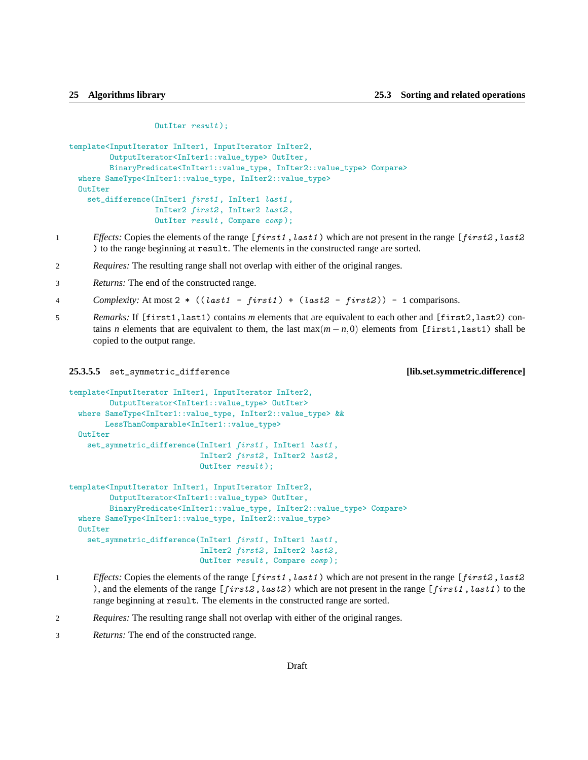```
                 OutIter result);

template<InputIterator InIter1, InputIterator InIter2,
         OutputIterator<InIter1::value_type> OutIter,
         BinaryPredicate<InIter1::value_type, InIter2::value_type> Compare>
  where SameType<InIter1::value_type, InIter2::value_type>
  OutIter
    set_difference(InIter1 first1, InIter1 last1,
                   InIter2 first2, InIter2 last2,
                   OutIter result, Compare comp);
```

1 *Effects:* Copies the elements of the range [*first1*, *last1*) which are not present in the range [*first2*, *last2*) to the range beginning at `result`. The elements in the constructed range are sorted.

2 *Requires:* The resulting range shall not overlap with either of the original ranges.

3 *Returns:* The end of the constructed range.

4 *Complexity:* At most `2 * ((last1 - first1) + (last2 - first2)) - 1` comparisons.

5 *Remarks:* If `[first1,last1)` contains $m$ elements that are equivalent to each other and `[first2,last2)` contains $n$ elements that are equivalent to them, the last $\max(m-n,0)$ elements from `[first1,last1)` shall be copied to the output range.

#### 25.3.5.5 `set_symmetric_difference` [lib.set.symmetric.difference]

```
template<InputIterator InIter1, InputIterator InIter2,
         OutputIterator<InIter1::value_type> OutIter>
  where SameType<InIter1::value_type, InIter2::value_type> &&
        LessThanComparable<InIter1::value_type>
  OutIter
    set_symmetric_difference(InIter1 first1, InIter1 last1,
                             InIter2 first2, InIter2 last2,
                             OutIter result);

template<InputIterator InIter1, InputIterator InIter2,
         OutputIterator<InIter1::value_type> OutIter,
         BinaryPredicate<InIter1::value_type, InIter2::value_type> Compare>
  where SameType<InIter1::value_type, InIter2::value_type>
  OutIter
    set_symmetric_difference(InIter1 first1, InIter1 last1,
                             InIter2 first2, InIter2 last2,
                             OutIter result, Compare comp);
```

1 *Effects:* Copies the elements of the range [*first1*, *last1*) which are not present in the range [*first2*, *last2*), and the elements of the range [*first2*, *last2*) which are not present in the range [*first1*, *last1*) to the range beginning at `result`. The elements in the constructed range are sorted.

2 *Requires:* The resulting range shall not overlap with either of the original ranges.

3 *Returns:* The end of the constructed range.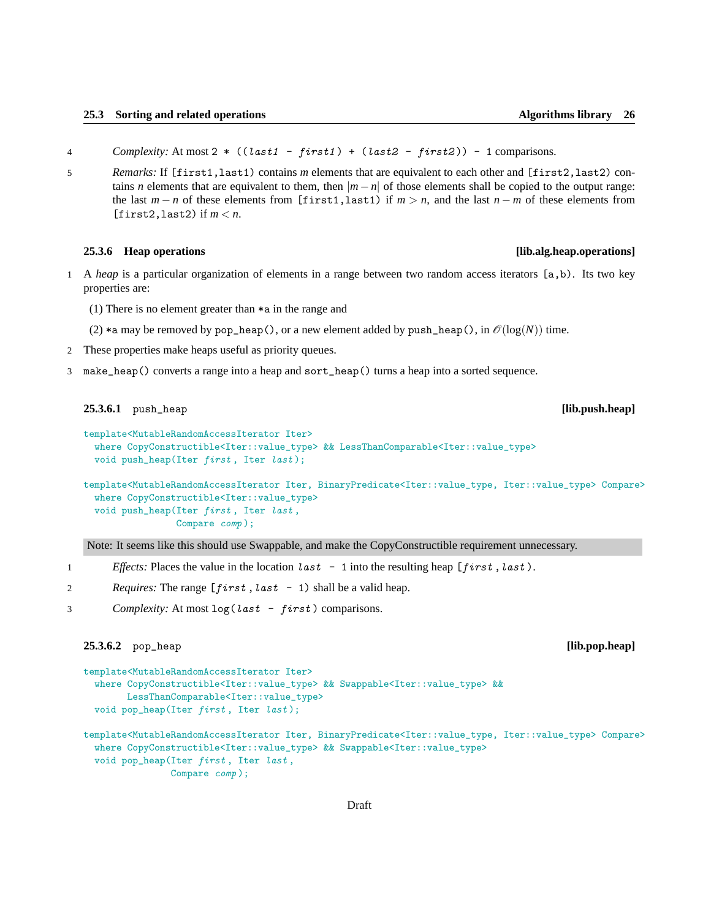4 *Complexity:* At most `2 * ((last1 - first1) + (last2 - first2)) - 1` comparisons.

5 *Remarks:* If `[first1,last1)` contains $m$ elements that are equivalent to each other and `[first2,last2)` contains $n$ elements that are equivalent to them, then $|m-n|$ of those elements shall be copied to the output range: the last $m-n$ of these elements from `[first1,last1)` if $m > n$, and the last $n-m$ of these elements from `[first2,last2)` if $m < n$.

### 25.3.6 Heap operations [lib.alg.heap.operations]

1 A *heap* is a particular organization of elements in a range between two random access iterators `[a,b)`. Its two key properties are:

(1) There is no element greater than `*a` in the range and

(2) `*a` may be removed by `pop_heap()`, or a new element added by `push_heap()`, in $\mathcal{O}(\log(N))$ time.

2 These properties make heaps useful as priority queues.

3 `make_heap()` converts a range into a heap and `sort_heap()` turns a heap into a sorted sequence.

#### 25.3.6.1 `push_heap` [lib.push.heap]

```
template<MutableRandomAccessIterator Iter>
  where CopyConstructible<Iter::value_type> && LessThanComparable<Iter::value_type>
  void push_heap(Iter first, Iter last);

template<MutableRandomAccessIterator Iter, BinaryPredicate<Iter::value_type, Iter::value_type> Compare>
  where CopyConstructible<Iter::value_type>
  void push_heap(Iter first, Iter last,
               Compare comp);
```

Note: It seems like this should use Swappable, and make the CopyConstructible requirement unnecessary.

1 *Effects:* Places the value in the location `last - 1` into the resulting heap `[first, last)`.

2 *Requires:* The range `[first, last - 1)` shall be a valid heap.

3 *Complexity:* At most `log(last - first)` comparisons.

#### 25.3.6.2 `pop_heap` [lib.pop.heap]

```
template<MutableRandomAccessIterator Iter>
  where CopyConstructible<Iter::value_type> && Swappable<Iter::value_type> &&
        LessThanComparable<Iter::value_type>
  void pop_heap(Iter first, Iter last);

template<MutableRandomAccessIterator Iter, BinaryPredicate<Iter::value_type, Iter::value_type> Compare>
  where CopyConstructible<Iter::value_type> && Swappable<Iter::value_type>
  void pop_heap(Iter first, Iter last,
              Compare comp);
```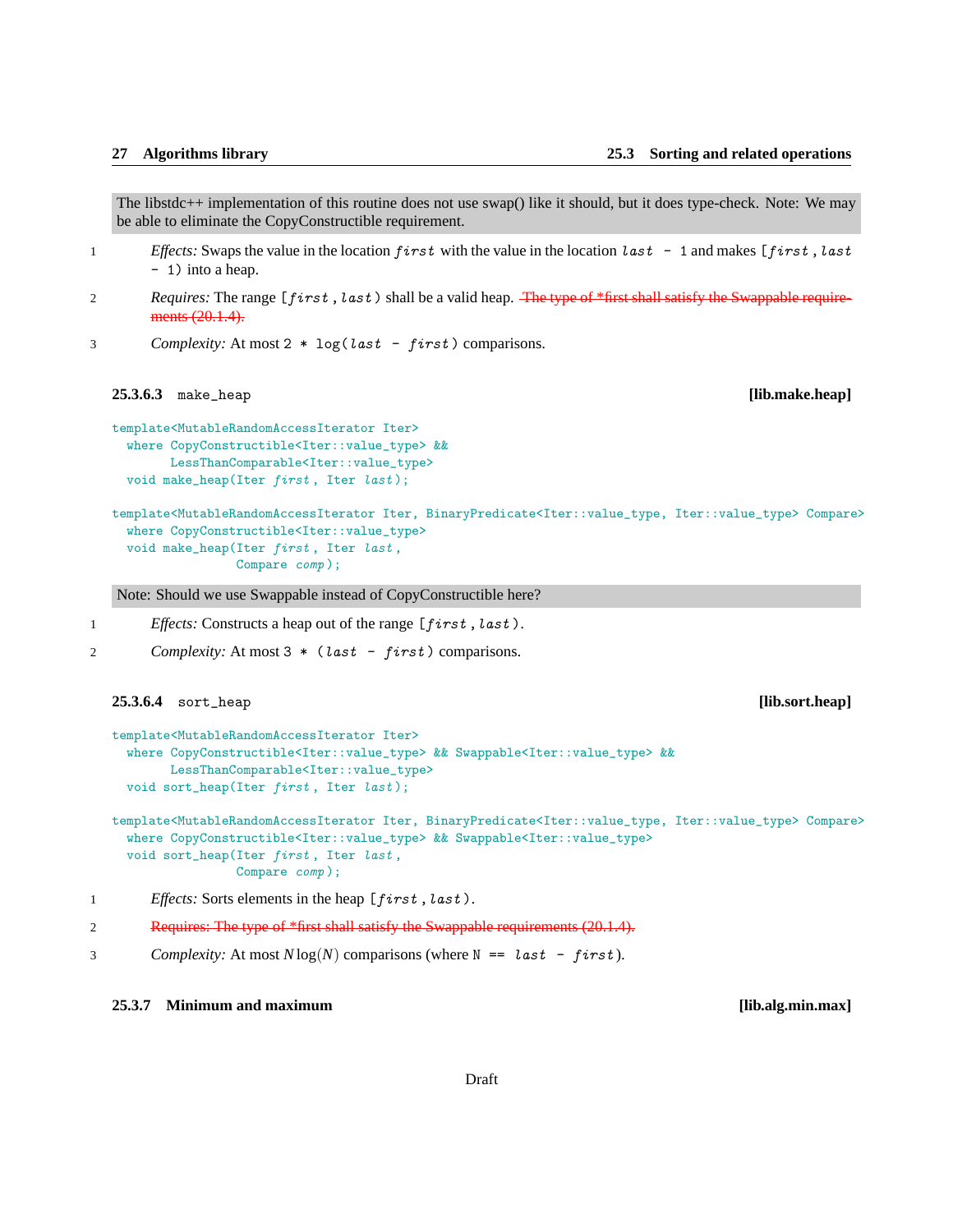> The libstdc++ implementation of this routine does not use swap() like it should, but it does type-check. Note: We may be able to eliminate the CopyConstructible requirement.

1 *Effects:* Swaps the value in the location `first` with the value in the location `last - 1` and makes `[first, last - 1)` into a heap.

2 *Requires:* The range `[first, last)` shall be a valid heap. ~~The type of *first shall satisfy the Swappable requirements (20.1.4).~~

3 *Complexity:* At most `2 * log(last - first)` comparisons.

### 25.3.6.3 `make_heap` [lib.make.heap]

```
template<MutableRandomAccessIterator Iter>
  where CopyConstructible<Iter::value_type> &&
        LessThanComparable<Iter::value_type>
  void make_heap(Iter first, Iter last);

template<MutableRandomAccessIterator Iter, BinaryPredicate<Iter::value_type, Iter::value_type> Compare>
  where CopyConstructible<Iter::value_type>
  void make_heap(Iter first, Iter last,
                 Compare comp);
```

> Note: Should we use Swappable instead of CopyConstructible here?

1 *Effects:* Constructs a heap out of the range `[first, last)`.

2 *Complexity:* At most `3 * (last - first)` comparisons.

### 25.3.6.4 `sort_heap` [lib.sort.heap]

```
template<MutableRandomAccessIterator Iter>
  where CopyConstructible<Iter::value_type> && Swappable<Iter::value_type> &&
        LessThanComparable<Iter::value_type>
  void sort_heap(Iter first, Iter last);

template<MutableRandomAccessIterator Iter, BinaryPredicate<Iter::value_type, Iter::value_type> Compare>
  where CopyConstructible<Iter::value_type> && Swappable<Iter::value_type>
  void sort_heap(Iter first, Iter last,
                 Compare comp);
```

1 *Effects:* Sorts elements in the heap `[first, last)`.

2 ~~Requires: The type of *first shall satisfy the Swappable requirements (20.1.4).~~

3 *Complexity:* At most $N \log(N)$ comparisons (where `N == last - first`).

### 25.3.7 Minimum and maximum [lib.alg.min.max]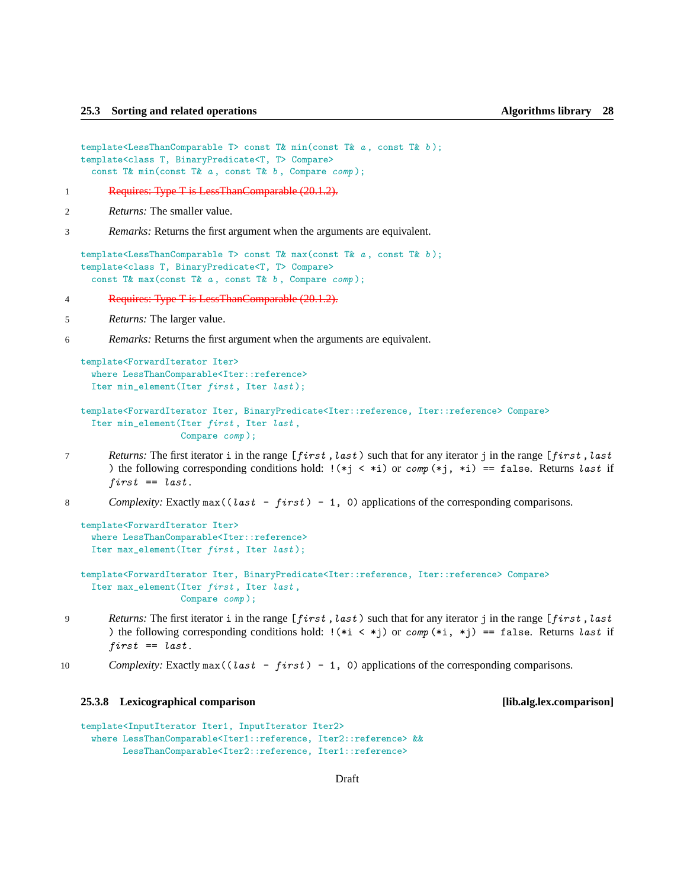```
template<LessThanComparable T> const T& min(const T& a, const T& b);
template<class T, BinaryPredicate<T, T> Compare>
  const T& min(const T& a, const T& b, Compare comp);
```

1 ~~Requires: Type T is LessThanComparable (20.1.2).~~

2 *Returns:* The smaller value.

3 *Remarks:* Returns the first argument when the arguments are equivalent.

```
template<LessThanComparable T> const T& max(const T& a, const T& b);
template<class T, BinaryPredicate<T, T> Compare>
  const T& max(const T& a, const T& b, Compare comp);
```

4 ~~Requires: Type T is LessThanComparable (20.1.2).~~

5 *Returns:* The larger value.

6 *Remarks:* Returns the first argument when the arguments are equivalent.

```
template<ForwardIterator Iter>
  where LessThanComparable<Iter::reference>
  Iter min_element(Iter first, Iter last);

template<ForwardIterator Iter, BinaryPredicate<Iter::reference, Iter::reference> Compare>
  Iter min_element(Iter first, Iter last,
                   Compare comp);
```

7 *Returns:* The first iterator `i` in the range `[first, last)` such that for any iterator `j` in the range `[first, last)` the following corresponding conditions hold: `!(*j < *i)` or `comp(*j, *i) == false`. Returns `last` if `first == last`.

8 *Complexity:* Exactly `max((last - first) - 1, 0)` applications of the corresponding comparisons.

```
template<ForwardIterator Iter>
  where LessThanComparable<Iter::reference>
  Iter max_element(Iter first, Iter last);

template<ForwardIterator Iter, BinaryPredicate<Iter::reference, Iter::reference> Compare>
  Iter max_element(Iter first, Iter last,
                   Compare comp);
```

9 *Returns:* The first iterator `i` in the range `[first, last)` such that for any iterator `j` in the range `[first, last)` the following corresponding conditions hold: `!(*i < *j)` or `comp(*i, *j) == false`. Returns `last` if `first == last`.

10 *Complexity:* Exactly `max((last - first) - 1, 0)` applications of the corresponding comparisons.

### 25.3.8 Lexicographical comparison [lib.alg.lex.comparison]

```
template<InputIterator Iter1, InputIterator Iter2>
  where LessThanComparable<Iter1::reference, Iter2::reference> &&
        LessThanComparable<Iter2::reference, Iter1::reference>
```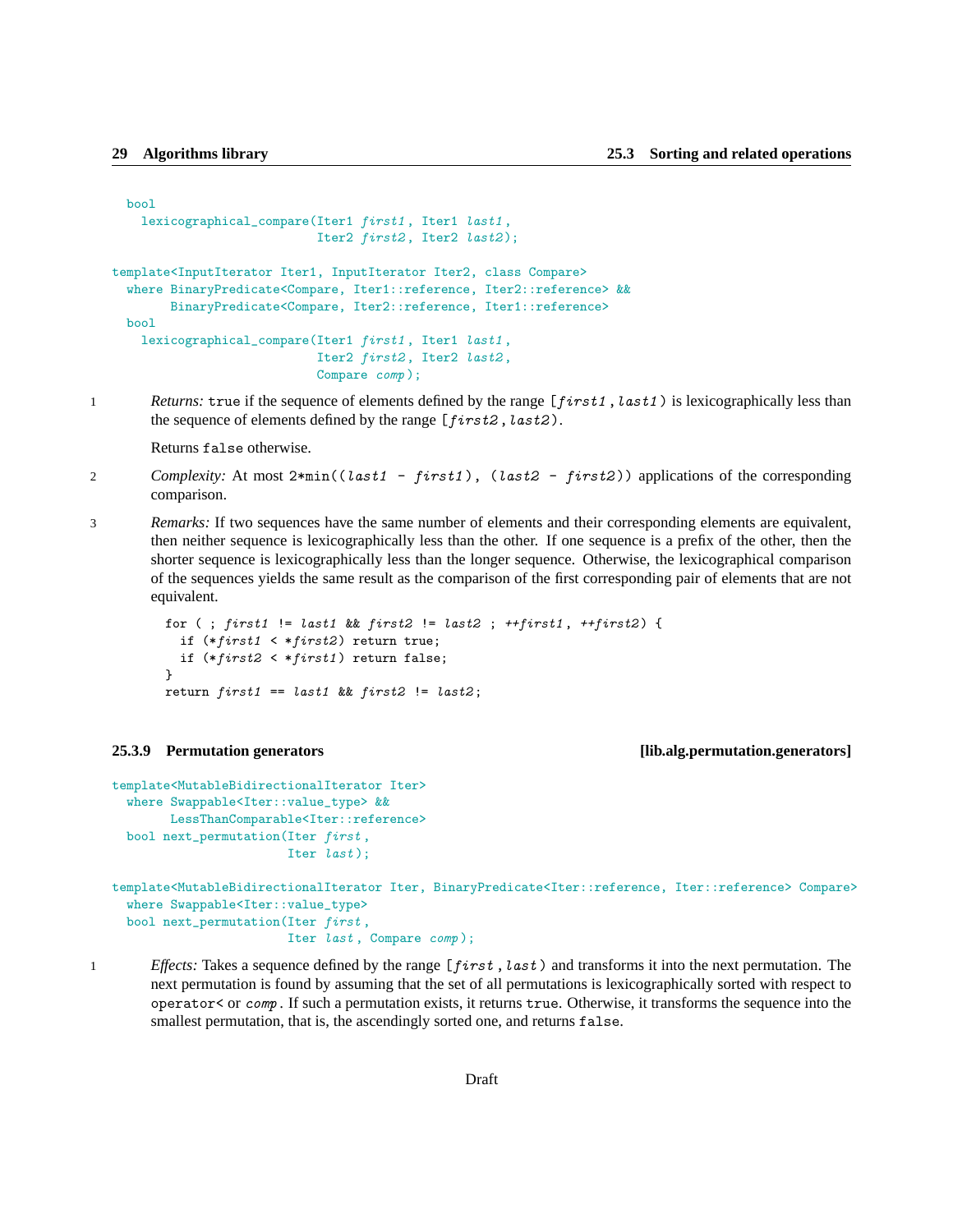```
  bool
    lexicographical_compare(Iter1 first1, Iter1 last1,
                            Iter2 first2, Iter2 last2);

template<InputIterator Iter1, InputIterator Iter2, class Compare>
  where BinaryPredicate<Compare, Iter1::reference, Iter2::reference> &&
        BinaryPredicate<Compare, Iter2::reference, Iter1::reference>
  bool
    lexicographical_compare(Iter1 first1, Iter1 last1,
                            Iter2 first2, Iter2 last2,
                            Compare comp);
```

1 *Returns:* `true` if the sequence of elements defined by the range `[first1,last1)` is lexicographically less than the sequence of elements defined by the range `[first2,last2)`.

Returns `false` otherwise.

2 *Complexity:* At most `2*min((last1 - first1), (last2 - first2))` applications of the corresponding comparison.

3 *Remarks:* If two sequences have the same number of elements and their corresponding elements are equivalent, then neither sequence is lexicographically less than the other. If one sequence is a prefix of the other, then the shorter sequence is lexicographically less than the longer sequence. Otherwise, the lexicographical comparison of the sequences yields the same result as the comparison of the first corresponding pair of elements that are not equivalent.

```
for ( ; first1 != last1 && first2 != last2 ; ++first1, ++first2) {
  if (*first1 < *first2) return true;
  if (*first2 < *first1) return false;
}
return first1 == last1 && first2 != last2;
```

### 25.3.9 Permutation generators [lib.alg.permutation.generators]

```
template<MutableBidirectionalIterator Iter>
  where Swappable<Iter::value_type> &&
        LessThanComparable<Iter::reference>
  bool next_permutation(Iter first,
                        Iter last);

template<MutableBidirectionalIterator Iter, BinaryPredicate<Iter::reference, Iter::reference> Compare>
  where Swappable<Iter::value_type>
  bool next_permutation(Iter first,
                        Iter last, Compare comp);
```

1 *Effects:* Takes a sequence defined by the range `[first,last)` and transforms it into the next permutation. The next permutation is found by assuming that the set of all permutations is lexicographically sorted with respect to `operator<` or `comp`. If such a permutation exists, it returns `true`. Otherwise, it transforms the sequence into the smallest permutation, that is, the ascendingly sorted one, and returns `false`.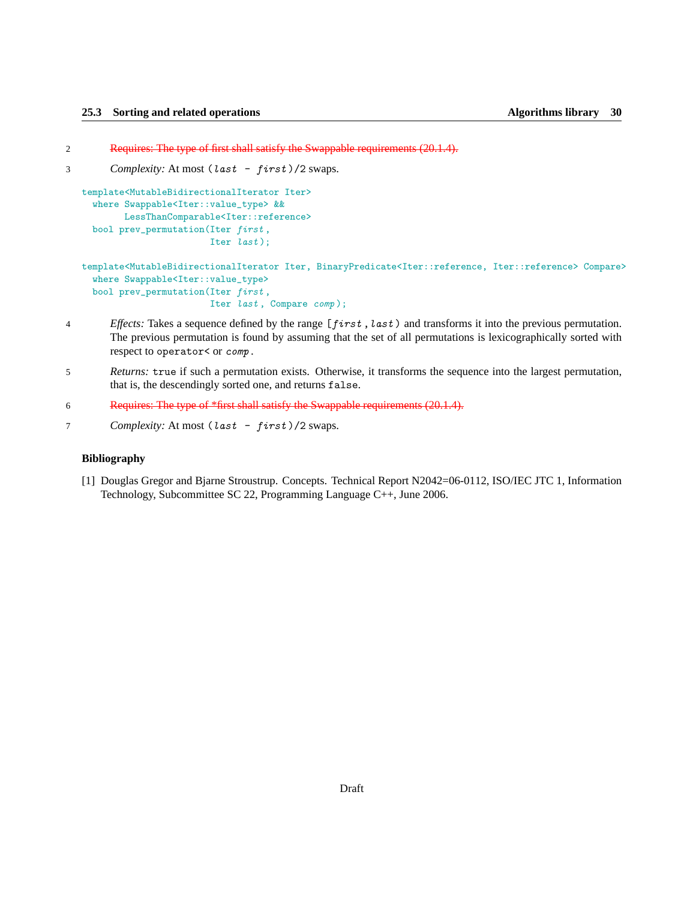2 ~~Requires: The type of first shall satisfy the Swappable requirements (20.1.4).~~

3 *Complexity:* At most `(last - first)/2` swaps.

```
template<MutableBidirectionalIterator Iter>
  where Swappable<Iter::value_type> &&
        LessThanComparable<Iter::reference>
  bool prev_permutation(Iter first,
                        Iter last);

template<MutableBidirectionalIterator Iter, BinaryPredicate<Iter::reference, Iter::reference> Compare>
  where Swappable<Iter::value_type>
  bool prev_permutation(Iter first,
                        Iter last, Compare comp);
```

4 *Effects:* Takes a sequence defined by the range `[first, last)` and transforms it into the previous permutation. The previous permutation is found by assuming that the set of all permutations is lexicographically sorted with respect to `operator<` or `comp`.

5 *Returns:* `true` if such a permutation exists. Otherwise, it transforms the sequence into the largest permutation, that is, the descendingly sorted one, and returns `false`.

6 ~~Requires: The type of *first shall satisfy the Swappable requirements (20.1.4).~~

7 *Complexity:* At most `(last - first)/2` swaps.

## Bibliography

[1] Douglas Gregor and Bjarne Stroustrup. Concepts. Technical Report N2042=06-0112, ISO/IEC JTC 1, Information Technology, Subcommittee SC 22, Programming Language C++, June 2006.